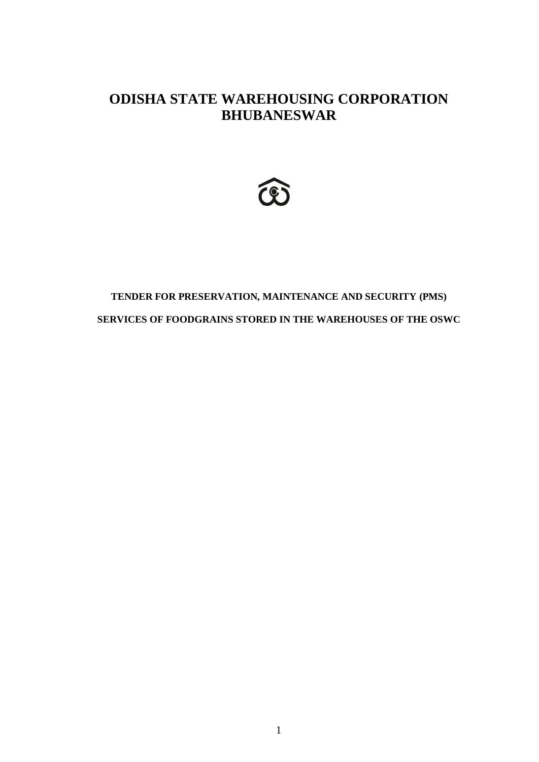# ODISHA STATE WAREHOUSING CORPORATION BHUBANESWAR

**TENDER FOR PRESERVATION, MAINTENANCE AND SECURITY (PMS)**

**SERVICES OF FOODGRAINS STORED IN THE WAREHOUSES OF THE OSWC**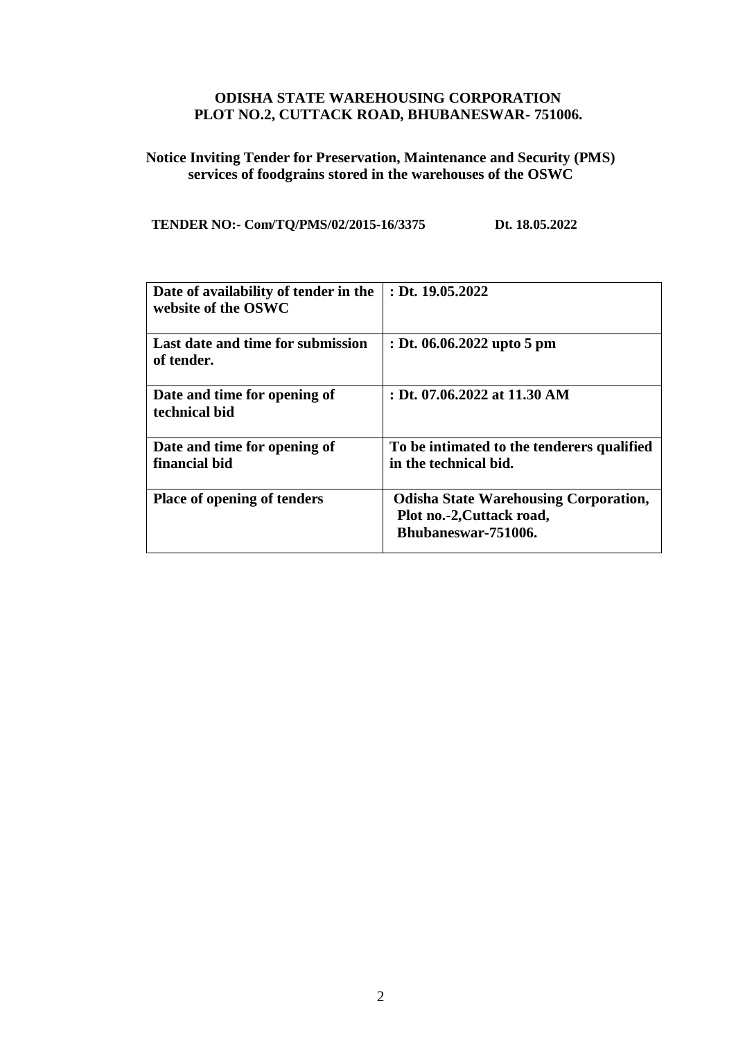**ODISHA STATE WAREHOUSING CORPORATION**
**PLOT NO.2, CUTTACK ROAD, BHUBANESWAR- 751006.**

**Notice Inviting Tender for Preservation, Maintenance and Security (PMS) services of foodgrains stored in the warehouses of the OSWC**

**TENDER NO:- Com/TQ/PMS/02/2015-16/3375 Dt. 18.05.2022**

| | |
|---|---|
| **Date of availability of tender in the website of the OSWC** | **: Dt. 19.05.2022** |
| **Last date and time for submission of tender.** | **: Dt. 06.06.2022 upto 5 pm** |
| **Date and time for opening of technical bid** | **: Dt. 07.06.2022 at 11.30 AM** |
| **Date and time for opening of financial bid** | **To be intimated to the tenderers qualified in the technical bid.** |
| **Place of opening of tenders** | **Odisha State Warehousing Corporation, Plot no.-2,Cuttack road, Bhubaneswar-751006.** |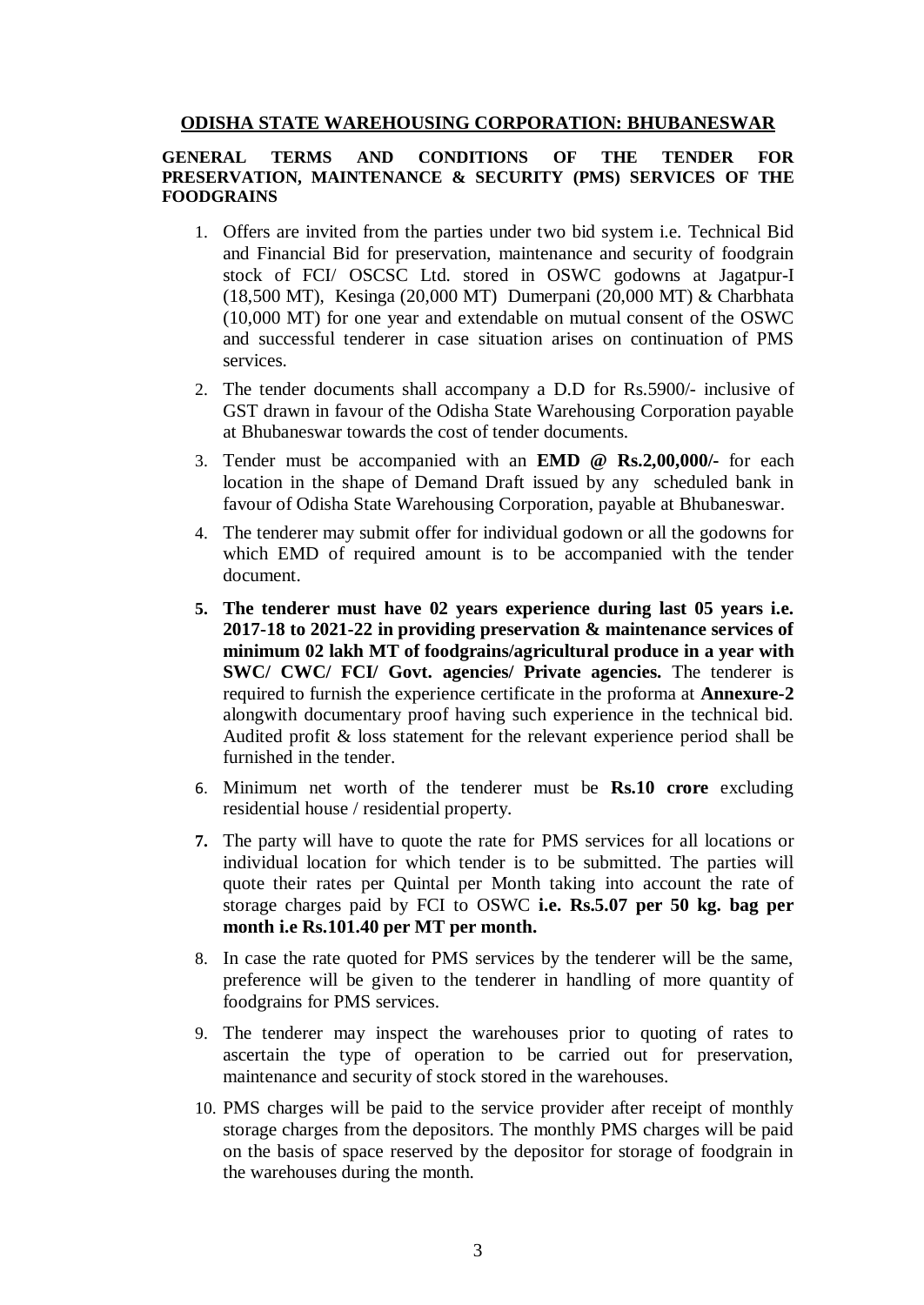## ODISHA STATE WAREHOUSING CORPORATION: BHUBANESWAR

**GENERAL TERMS AND CONDITIONS OF THE TENDER FOR PRESERVATION, MAINTENANCE & SECURITY (PMS) SERVICES OF THE FOODGRAINS**

1. Offers are invited from the parties under two bid system i.e. Technical Bid and Financial Bid for preservation, maintenance and security of foodgrain stock of FCI/ OSCSC Ltd. stored in OSWC godowns at Jagatpur-I (18,500 MT), Kesinga (20,000 MT) Dumerpani (20,000 MT) & Charbhata (10,000 MT) for one year and extendable on mutual consent of the OSWC and successful tenderer in case situation arises on continuation of PMS services.
2. The tender documents shall accompany a D.D for Rs.5900/- inclusive of GST drawn in favour of the Odisha State Warehousing Corporation payable at Bhubaneswar towards the cost of tender documents.
3. Tender must be accompanied with an **EMD @ Rs.2,00,000/-** for each location in the shape of Demand Draft issued by any scheduled bank in favour of Odisha State Warehousing Corporation, payable at Bhubaneswar.
4. The tenderer may submit offer for individual godown or all the godowns for which EMD of required amount is to be accompanied with the tender document.
5. **The tenderer must have 02 years experience during last 05 years i.e. 2017-18 to 2021-22 in providing preservation & maintenance services of minimum 02 lakh MT of foodgrains/agricultural produce in a year with SWC/ CWC/ FCI/ Govt. agencies/ Private agencies.** The tenderer is required to furnish the experience certificate in the proforma at **Annexure-2** alongwith documentary proof having such experience in the technical bid. Audited profit & loss statement for the relevant experience period shall be furnished in the tender.
6. Minimum net worth of the tenderer must be **Rs.10 crore** excluding residential house / residential property.
7. The party will have to quote the rate for PMS services for all locations or individual location for which tender is to be submitted. The parties will quote their rates per Quintal per Month taking into account the rate of storage charges paid by FCI to OSWC **i.e. Rs.5.07 per 50 kg. bag per month i.e Rs.101.40 per MT per month.**
8. In case the rate quoted for PMS services by the tenderer will be the same, preference will be given to the tenderer in handling of more quantity of foodgrains for PMS services.
9. The tenderer may inspect the warehouses prior to quoting of rates to ascertain the type of operation to be carried out for preservation, maintenance and security of stock stored in the warehouses.
10. PMS charges will be paid to the service provider after receipt of monthly storage charges from the depositors. The monthly PMS charges will be paid on the basis of space reserved by the depositor for storage of foodgrain in the warehouses during the month.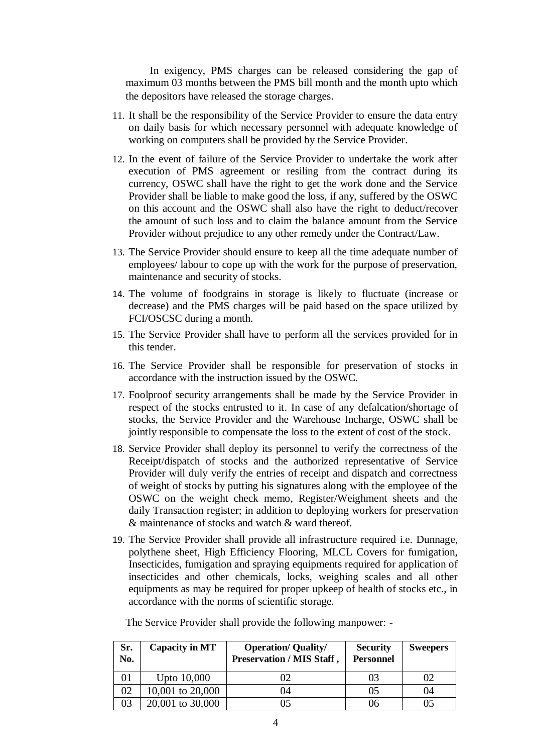In exigency, PMS charges can be released considering the gap of maximum 03 months between the PMS bill month and the month upto which the depositors have released the storage charges.

11. It shall be the responsibility of the Service Provider to ensure the data entry on daily basis for which necessary personnel with adequate knowledge of working on computers shall be provided by the Service Provider.
12. In the event of failure of the Service Provider to undertake the work after execution of PMS agreement or resiling from the contract during its currency, OSWC shall have the right to get the work done and the Service Provider shall be liable to make good the loss, if any, suffered by the OSWC on this account and the OSWC shall also have the right to deduct/recover the amount of such loss and to claim the balance amount from the Service Provider without prejudice to any other remedy under the Contract/Law.
13. The Service Provider should ensure to keep all the time adequate number of employees/ labour to cope up with the work for the purpose of preservation, maintenance and security of stocks.
14. The volume of foodgrains in storage is likely to fluctuate (increase or decrease) and the PMS charges will be paid based on the space utilized by FCI/OSCSC during a month.
15. The Service Provider shall have to perform all the services provided for in this tender.
16. The Service Provider shall be responsible for preservation of stocks in accordance with the instruction issued by the OSWC.
17. Foolproof security arrangements shall be made by the Service Provider in respect of the stocks entrusted to it. In case of any defalcation/shortage of stocks, the Service Provider and the Warehouse Incharge, OSWC shall be jointly responsible to compensate the loss to the extent of cost of the stock.
18. Service Provider shall deploy its personnel to verify the correctness of the Receipt/dispatch of stocks and the authorized representative of Service Provider will duly verify the entries of receipt and dispatch and correctness of weight of stocks by putting his signatures along with the employee of the OSWC on the weight check memo, Register/Weighment sheets and the daily Transaction register; in addition to deploying workers for preservation & maintenance of stocks and watch & ward thereof.
19. The Service Provider shall provide all infrastructure required i.e. Dunnage, polythene sheet, High Efficiency Flooring, MLCL Covers for fumigation, Insecticides, fumigation and spraying equipments required for application of insecticides and other chemicals, locks, weighing scales and all other equipments as may be required for proper upkeep of health of stocks etc., in accordance with the norms of scientific storage.

The Service Provider shall provide the following manpower: -

| Sr. No. | Capacity in MT | Operation/ Quality/ Preservation / MIS Staff , | Security Personnel | Sweepers |
|---|---|---|---|---|
| 01 | Upto 10,000 | 02 | 03 | 02 |
| 02 | 10,001 to 20,000 | 04 | 05 | 04 |
| 03 | 20,001 to 30,000 | 05 | 06 | 05 |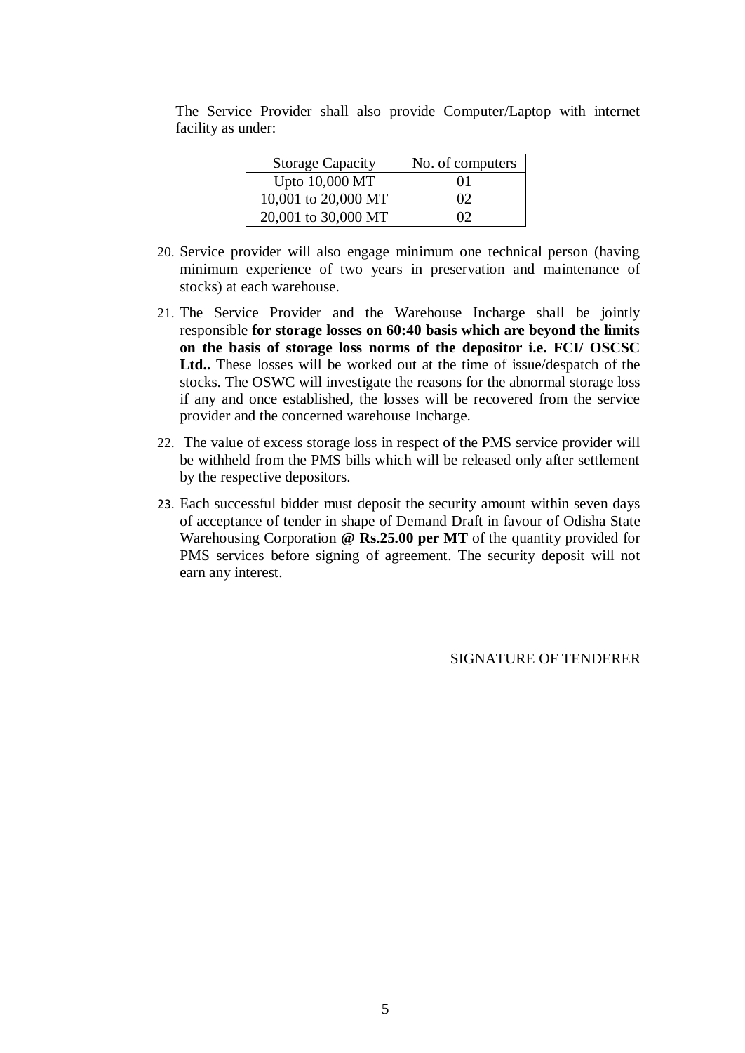The Service Provider shall also provide Computer/Laptop with internet facility as under:

| Storage Capacity | No. of computers |
| --- | --- |
| Upto 10,000 MT | 01 |
| 10,001 to 20,000 MT | 02 |
| 20,001 to 30,000 MT | 02 |

20. Service provider will also engage minimum one technical person (having minimum experience of two years in preservation and maintenance of stocks) at each warehouse.

21. The Service Provider and the Warehouse Incharge shall be jointly responsible **for storage losses on 60:40 basis which are beyond the limits on the basis of storage loss norms of the depositor i.e. FCI/ OSCSC Ltd..** These losses will be worked out at the time of issue/despatch of the stocks. The OSWC will investigate the reasons for the abnormal storage loss if any and once established, the losses will be recovered from the service provider and the concerned warehouse Incharge.

22. The value of excess storage loss in respect of the PMS service provider will be withheld from the PMS bills which will be released only after settlement by the respective depositors.

23. Each successful bidder must deposit the security amount within seven days of acceptance of tender in shape of Demand Draft in favour of Odisha State Warehousing Corporation **@ Rs.25.00 per MT** of the quantity provided for PMS services before signing of agreement. The security deposit will not earn any interest.

SIGNATURE OF TENDERER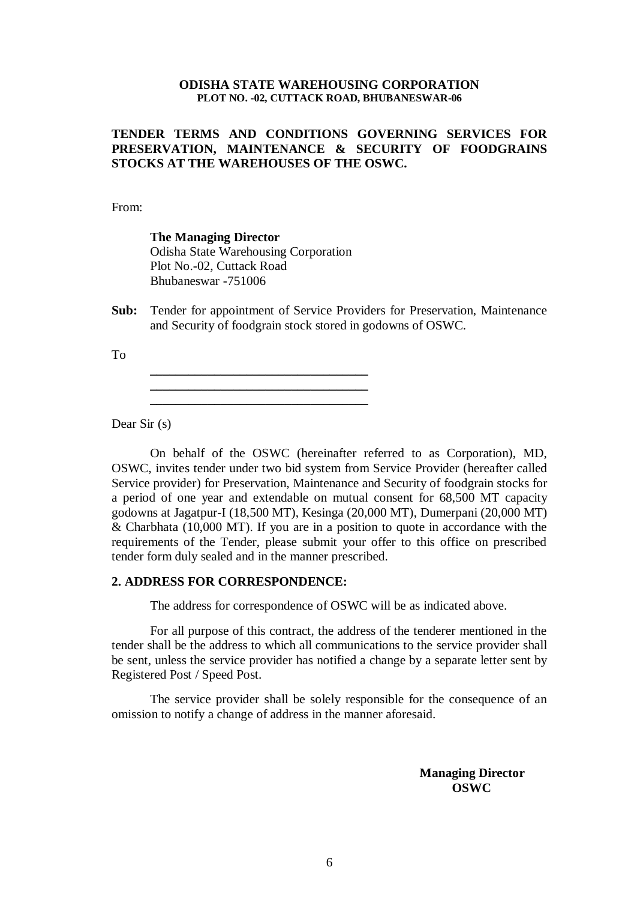**ODISHA STATE WAREHOUSING CORPORATION**
**PLOT NO. -02, CUTTACK ROAD, BHUBANESWAR-06**

**TENDER TERMS AND CONDITIONS GOVERNING SERVICES FOR PRESERVATION, MAINTENANCE & SECURITY OF FOODGRAINS STOCKS AT THE WAREHOUSES OF THE OSWC.**

From:

**The Managing Director**
Odisha State Warehousing Corporation
Plot No.-02, Cuttack Road
Bhubaneswar -751006

**Sub:** Tender for appointment of Service Providers for Preservation, Maintenance and Security of foodgrain stock stored in godowns of OSWC.

To

\_\_\_\_\_\_\_\_\_\_\_\_\_\_\_\_\_\_\_\_\_\_\_\_\_\_\_\_\_\_\_\_\_\_\_
\_\_\_\_\_\_\_\_\_\_\_\_\_\_\_\_\_\_\_\_\_\_\_\_\_\_\_\_\_\_\_\_\_\_\_
\_\_\_\_\_\_\_\_\_\_\_\_\_\_\_\_\_\_\_\_\_\_\_\_\_\_\_\_\_\_\_\_\_\_\_

Dear Sir (s)

On behalf of the OSWC (hereinafter referred to as Corporation), MD, OSWC, invites tender under two bid system from Service Provider (hereafter called Service provider) for Preservation, Maintenance and Security of foodgrain stocks for a period of one year and extendable on mutual consent for 68,500 MT capacity godowns at Jagatpur-I (18,500 MT), Kesinga (20,000 MT), Dumerpani (20,000 MT) & Charbhata (10,000 MT). If you are in a position to quote in accordance with the requirements of the Tender, please submit your offer to this office on prescribed tender form duly sealed and in the manner prescribed.

**2. ADDRESS FOR CORRESPONDENCE:**

The address for correspondence of OSWC will be as indicated above.

For all purpose of this contract, the address of the tenderer mentioned in the tender shall be the address to which all communications to the service provider shall be sent, unless the service provider has notified a change by a separate letter sent by Registered Post / Speed Post.

The service provider shall be solely responsible for the consequence of an omission to notify a change of address in the manner aforesaid.

**Managing Director**
**OSWC**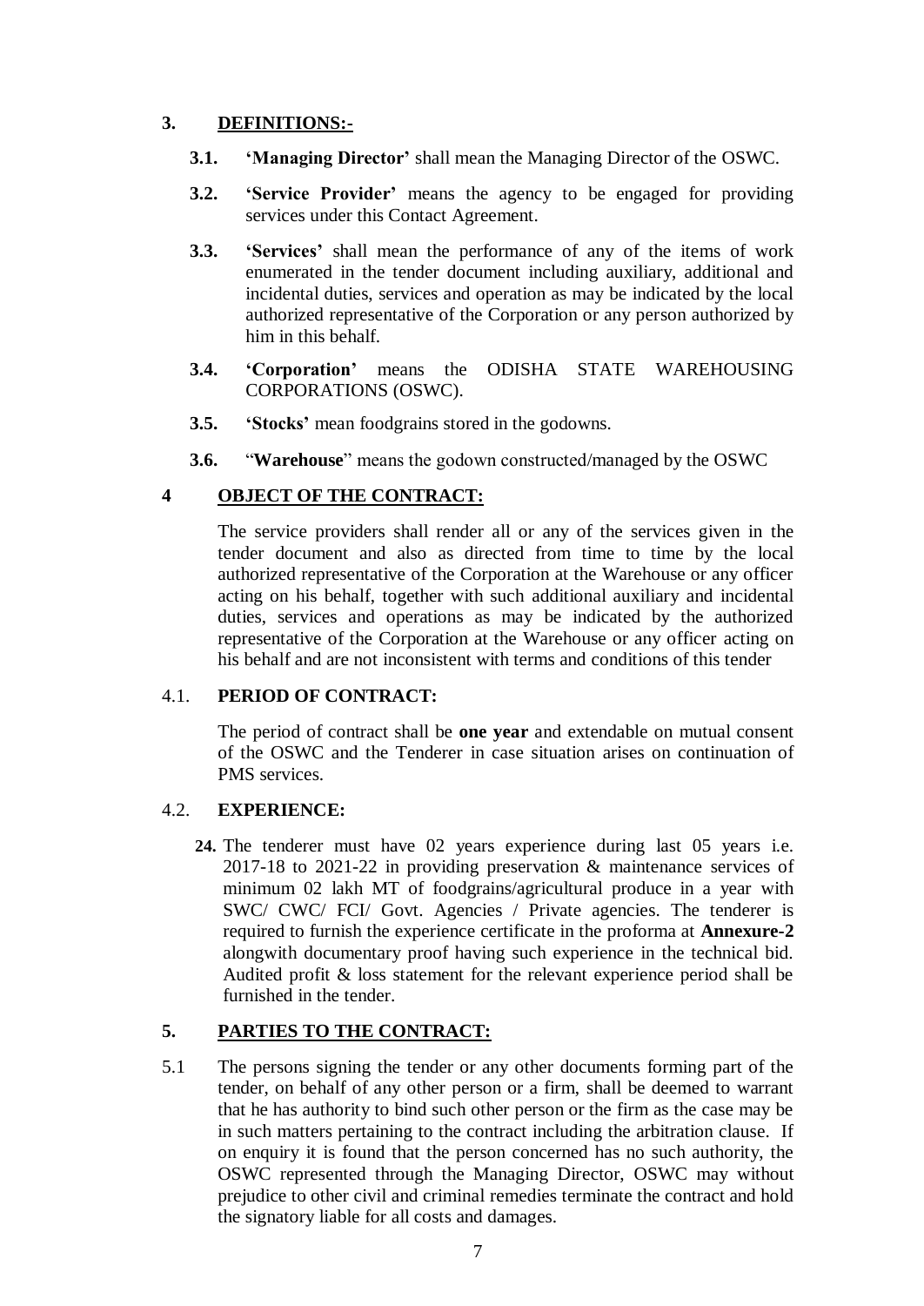## 3. DEFINITIONS:-

**3.1. 'Managing Director'** shall mean the Managing Director of the OSWC.

**3.2. 'Service Provider'** means the agency to be engaged for providing services under this Contact Agreement.

**3.3. 'Services'** shall mean the performance of any of the items of work enumerated in the tender document including auxiliary, additional and incidental duties, services and operation as may be indicated by the local authorized representative of the Corporation or any person authorized by him in this behalf.

**3.4. 'Corporation'** means the ODISHA STATE WAREHOUSING CORPORATIONS (OSWC).

**3.5. 'Stocks'** mean foodgrains stored in the godowns.

**3.6.** "**Warehouse**" means the godown constructed/managed by the OSWC

## 4 OBJECT OF THE CONTRACT:

The service providers shall render all or any of the services given in the tender document and also as directed from time to time by the local authorized representative of the Corporation at the Warehouse or any officer acting on his behalf, together with such additional auxiliary and incidental duties, services and operations as may be indicated by the authorized representative of the Corporation at the Warehouse or any officer acting on his behalf and are not inconsistent with terms and conditions of this tender

### 4.1. PERIOD OF CONTRACT:

The period of contract shall be **one year** and extendable on mutual consent of the OSWC and the Tenderer in case situation arises on continuation of PMS services.

### 4.2. EXPERIENCE:

**24.** The tenderer must have 02 years experience during last 05 years i.e. 2017-18 to 2021-22 in providing preservation & maintenance services of minimum 02 lakh MT of foodgrains/agricultural produce in a year with SWC/ CWC/ FCI/ Govt. Agencies / Private agencies. The tenderer is required to furnish the experience certificate in the proforma at **Annexure-2** alongwith documentary proof having such experience in the technical bid. Audited profit & loss statement for the relevant experience period shall be furnished in the tender.

## 5. PARTIES TO THE CONTRACT:

5.1 The persons signing the tender or any other documents forming part of the tender, on behalf of any other person or a firm, shall be deemed to warrant that he has authority to bind such other person or the firm as the case may be in such matters pertaining to the contract including the arbitration clause. If on enquiry it is found that the person concerned has no such authority, the OSWC represented through the Managing Director, OSWC may without prejudice to other civil and criminal remedies terminate the contract and hold the signatory liable for all costs and damages.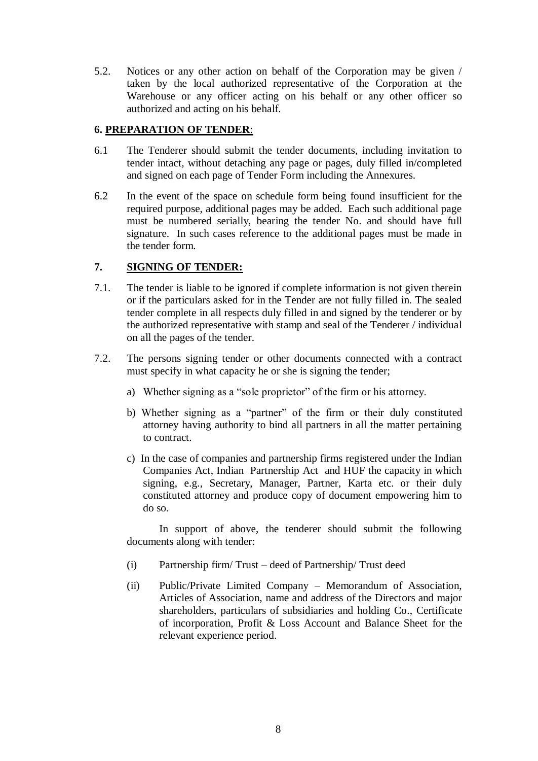5.2. Notices or any other action on behalf of the Corporation may be given / taken by the local authorized representative of the Corporation at the Warehouse or any officer acting on his behalf or any other officer so authorized and acting on his behalf.

## 6. PREPARATION OF TENDER:

6.1 The Tenderer should submit the tender documents, including invitation to tender intact, without detaching any page or pages, duly filled in/completed and signed on each page of Tender Form including the Annexures.

6.2 In the event of the space on schedule form being found insufficient for the required purpose, additional pages may be added. Each such additional page must be numbered serially, bearing the tender No. and should have full signature. In such cases reference to the additional pages must be made in the tender form.

## 7. SIGNING OF TENDER:

7.1. The tender is liable to be ignored if complete information is not given therein or if the particulars asked for in the Tender are not fully filled in. The sealed tender complete in all respects duly filled in and signed by the tenderer or by the authorized representative with stamp and seal of the Tenderer / individual on all the pages of the tender.

7.2. The persons signing tender or other documents connected with a contract must specify in what capacity he or she is signing the tender;

a) Whether signing as a "sole proprietor" of the firm or his attorney.

b) Whether signing as a "partner" of the firm or their duly constituted attorney having authority to bind all partners in all the matter pertaining to contract.

c) In the case of companies and partnership firms registered under the Indian Companies Act, Indian Partnership Act and HUF the capacity in which signing, e.g., Secretary, Manager, Partner, Karta etc. or their duly constituted attorney and produce copy of document empowering him to do so.

In support of above, the tenderer should submit the following documents along with tender:

(i) Partnership firm/ Trust – deed of Partnership/ Trust deed

(ii) Public/Private Limited Company – Memorandum of Association, Articles of Association, name and address of the Directors and major shareholders, particulars of subsidiaries and holding Co., Certificate of incorporation, Profit & Loss Account and Balance Sheet for the relevant experience period.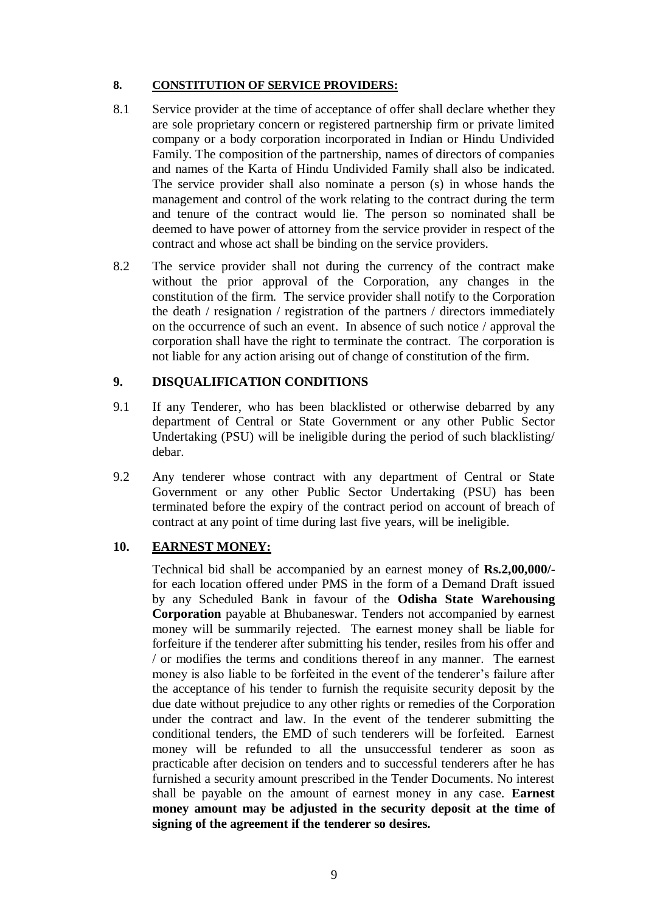## 8. CONSTITUTION OF SERVICE PROVIDERS:

8.1 Service provider at the time of acceptance of offer shall declare whether they are sole proprietary concern or registered partnership firm or private limited company or a body corporation incorporated in Indian or Hindu Undivided Family. The composition of the partnership, names of directors of companies and names of the Karta of Hindu Undivided Family shall also be indicated. The service provider shall also nominate a person (s) in whose hands the management and control of the work relating to the contract during the term and tenure of the contract would lie. The person so nominated shall be deemed to have power of attorney from the service provider in respect of the contract and whose act shall be binding on the service providers.

8.2 The service provider shall not during the currency of the contract make without the prior approval of the Corporation, any changes in the constitution of the firm. The service provider shall notify to the Corporation the death / resignation / registration of the partners / directors immediately on the occurrence of such an event. In absence of such notice / approval the corporation shall have the right to terminate the contract. The corporation is not liable for any action arising out of change of constitution of the firm.

## 9. DISQUALIFICATION CONDITIONS

9.1 If any Tenderer, who has been blacklisted or otherwise debarred by any department of Central or State Government or any other Public Sector Undertaking (PSU) will be ineligible during the period of such blacklisting/ debar.

9.2 Any tenderer whose contract with any department of Central or State Government or any other Public Sector Undertaking (PSU) has been terminated before the expiry of the contract period on account of breach of contract at any point of time during last five years, will be ineligible.

## 10. EARNEST MONEY:

Technical bid shall be accompanied by an earnest money of **Rs.2,00,000/-** for each location offered under PMS in the form of a Demand Draft issued by any Scheduled Bank in favour of the **Odisha State Warehousing Corporation** payable at Bhubaneswar. Tenders not accompanied by earnest money will be summarily rejected. The earnest money shall be liable for forfeiture if the tenderer after submitting his tender, resiles from his offer and / or modifies the terms and conditions thereof in any manner. The earnest money is also liable to be forfeited in the event of the tenderer's failure after the acceptance of his tender to furnish the requisite security deposit by the due date without prejudice to any other rights or remedies of the Corporation under the contract and law. In the event of the tenderer submitting the conditional tenders, the EMD of such tenderers will be forfeited. Earnest money will be refunded to all the unsuccessful tenderer as soon as practicable after decision on tenders and to successful tenderers after he has furnished a security amount prescribed in the Tender Documents. No interest shall be payable on the amount of earnest money in any case. **Earnest money amount may be adjusted in the security deposit at the time of signing of the agreement if the tenderer so desires.**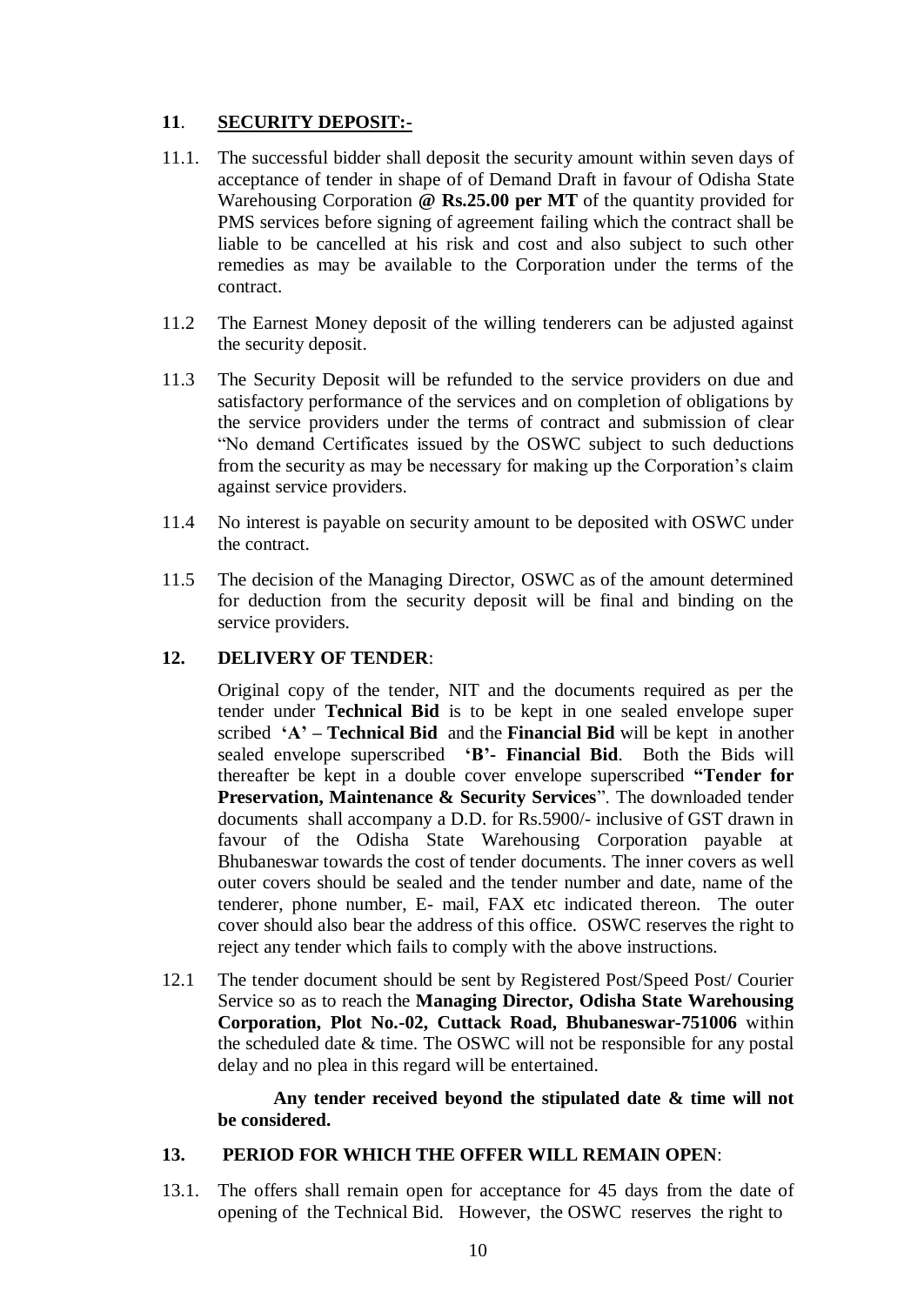## 11. SECURITY DEPOSIT:-

11.1. The successful bidder shall deposit the security amount within seven days of acceptance of tender in shape of of Demand Draft in favour of Odisha State Warehousing Corporation **@ Rs.25.00 per MT** of the quantity provided for PMS services before signing of agreement failing which the contract shall be liable to be cancelled at his risk and cost and also subject to such other remedies as may be available to the Corporation under the terms of the contract.

11.2 The Earnest Money deposit of the willing tenderers can be adjusted against the security deposit.

11.3 The Security Deposit will be refunded to the service providers on due and satisfactory performance of the services and on completion of obligations by the service providers under the terms of contract and submission of clear "No demand Certificates issued by the OSWC subject to such deductions from the security as may be necessary for making up the Corporation's claim against service providers.

11.4 No interest is payable on security amount to be deposited with OSWC under the contract.

11.5 The decision of the Managing Director, OSWC as of the amount determined for deduction from the security deposit will be final and binding on the service providers.

## 12. DELIVERY OF TENDER:

Original copy of the tender, NIT and the documents required as per the tender under **Technical Bid** is to be kept in one sealed envelope super scribed **'A' – Technical Bid** and the **Financial Bid** will be kept in another sealed envelope superscribed **'B'- Financial Bid**. Both the Bids will thereafter be kept in a double cover envelope superscribed **"Tender for Preservation, Maintenance & Security Services**". The downloaded tender documents shall accompany a D.D. for Rs.5900/- inclusive of GST drawn in favour of the Odisha State Warehousing Corporation payable at Bhubaneswar towards the cost of tender documents. The inner covers as well outer covers should be sealed and the tender number and date, name of the tenderer, phone number, E- mail, FAX etc indicated thereon. The outer cover should also bear the address of this office. OSWC reserves the right to reject any tender which fails to comply with the above instructions.

12.1 The tender document should be sent by Registered Post/Speed Post/ Courier Service so as to reach the **Managing Director, Odisha State Warehousing Corporation, Plot No.-02, Cuttack Road, Bhubaneswar-751006** within the scheduled date & time. The OSWC will not be responsible for any postal delay and no plea in this regard will be entertained.

**Any tender received beyond the stipulated date & time will not be considered.**

## 13. PERIOD FOR WHICH THE OFFER WILL REMAIN OPEN:

13.1. The offers shall remain open for acceptance for 45 days from the date of opening of the Technical Bid. However, the OSWC reserves the right to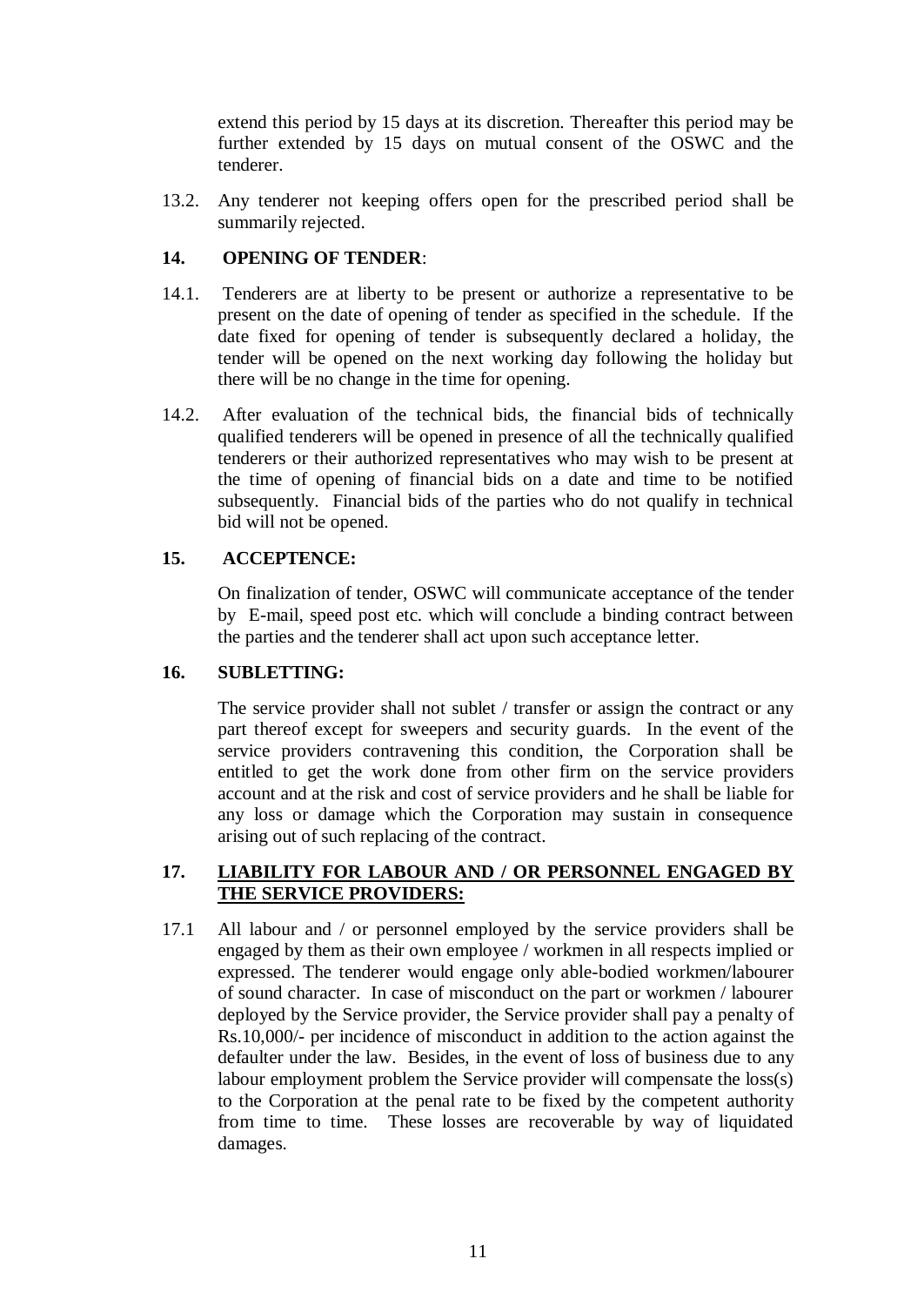extend this period by 15 days at its discretion. Thereafter this period may be further extended by 15 days on mutual consent of the OSWC and the tenderer.

13.2. Any tenderer not keeping offers open for the prescribed period shall be summarily rejected.

## 14. OPENING OF TENDER:

14.1. Tenderers are at liberty to be present or authorize a representative to be present on the date of opening of tender as specified in the schedule. If the date fixed for opening of tender is subsequently declared a holiday, the tender will be opened on the next working day following the holiday but there will be no change in the time for opening.

14.2. After evaluation of the technical bids, the financial bids of technically qualified tenderers will be opened in presence of all the technically qualified tenderers or their authorized representatives who may wish to be present at the time of opening of financial bids on a date and time to be notified subsequently. Financial bids of the parties who do not qualify in technical bid will not be opened.

## 15. ACCEPTENCE:

On finalization of tender, OSWC will communicate acceptance of the tender by E-mail, speed post etc. which will conclude a binding contract between the parties and the tenderer shall act upon such acceptance letter.

## 16. SUBLETTING:

The service provider shall not sublet / transfer or assign the contract or any part thereof except for sweepers and security guards. In the event of the service providers contravening this condition, the Corporation shall be entitled to get the work done from other firm on the service providers account and at the risk and cost of service providers and he shall be liable for any loss or damage which the Corporation may sustain in consequence arising out of such replacing of the contract.

## 17. LIABILITY FOR LABOUR AND / OR PERSONNEL ENGAGED BY THE SERVICE PROVIDERS:

17.1 All labour and / or personnel employed by the service providers shall be engaged by them as their own employee / workmen in all respects implied or expressed. The tenderer would engage only able-bodied workmen/labourer of sound character. In case of misconduct on the part or workmen / labourer deployed by the Service provider, the Service provider shall pay a penalty of Rs.10,000/- per incidence of misconduct in addition to the action against the defaulter under the law. Besides, in the event of loss of business due to any labour employment problem the Service provider will compensate the loss(s) to the Corporation at the penal rate to be fixed by the competent authority from time to time. These losses are recoverable by way of liquidated damages.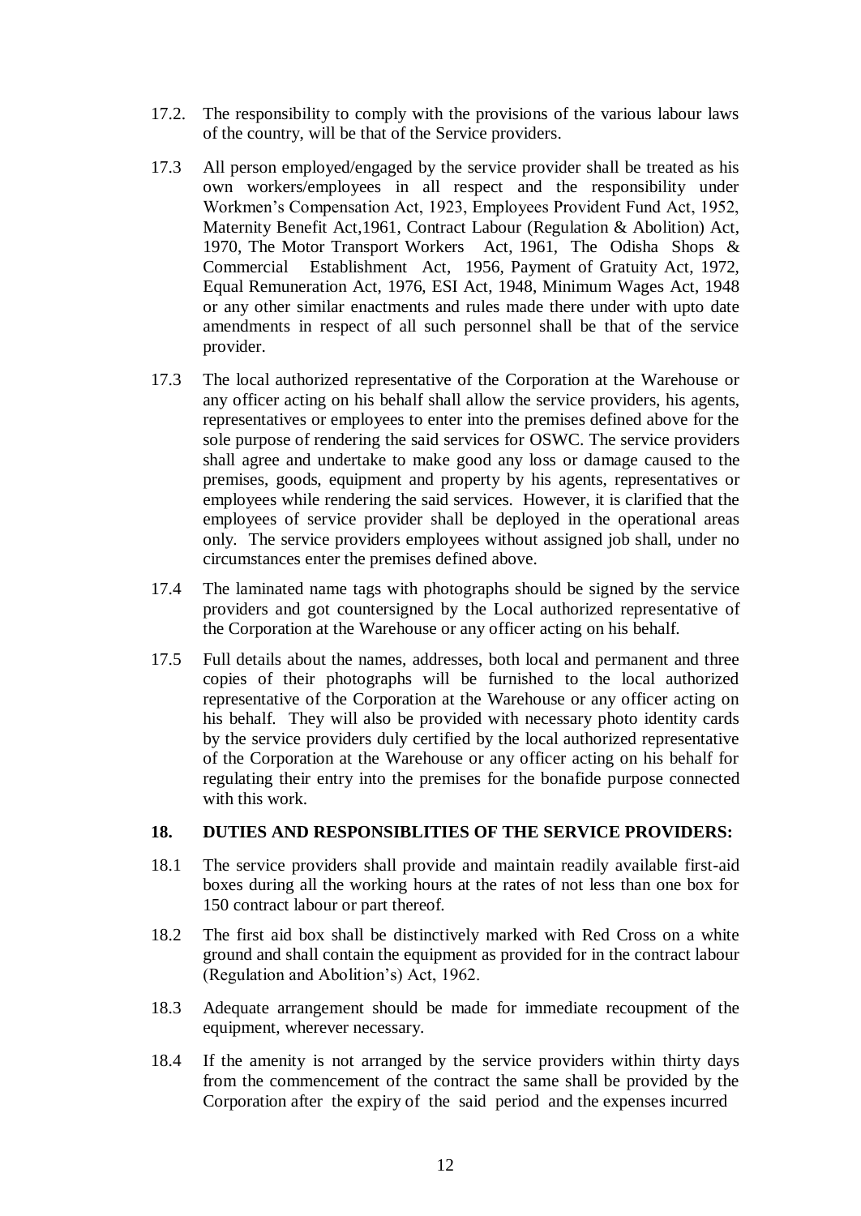17.2. The responsibility to comply with the provisions of the various labour laws of the country, will be that of the Service providers.

17.3 All person employed/engaged by the service provider shall be treated as his own workers/employees in all respect and the responsibility under Workmen's Compensation Act, 1923, Employees Provident Fund Act, 1952, Maternity Benefit Act,1961, Contract Labour (Regulation & Abolition) Act, 1970, The Motor Transport Workers Act, 1961, The Odisha Shops & Commercial Establishment Act, 1956, Payment of Gratuity Act, 1972, Equal Remuneration Act, 1976, ESI Act, 1948, Minimum Wages Act, 1948 or any other similar enactments and rules made there under with upto date amendments in respect of all such personnel shall be that of the service provider.

17.3 The local authorized representative of the Corporation at the Warehouse or any officer acting on his behalf shall allow the service providers, his agents, representatives or employees to enter into the premises defined above for the sole purpose of rendering the said services for OSWC. The service providers shall agree and undertake to make good any loss or damage caused to the premises, goods, equipment and property by his agents, representatives or employees while rendering the said services. However, it is clarified that the employees of service provider shall be deployed in the operational areas only. The service providers employees without assigned job shall, under no circumstances enter the premises defined above.

17.4 The laminated name tags with photographs should be signed by the service providers and got countersigned by the Local authorized representative of the Corporation at the Warehouse or any officer acting on his behalf.

17.5 Full details about the names, addresses, both local and permanent and three copies of their photographs will be furnished to the local authorized representative of the Corporation at the Warehouse or any officer acting on his behalf. They will also be provided with necessary photo identity cards by the service providers duly certified by the local authorized representative of the Corporation at the Warehouse or any officer acting on his behalf for regulating their entry into the premises for the bonafide purpose connected with this work.

**18. DUTIES AND RESPONSIBLITIES OF THE SERVICE PROVIDERS:**

18.1 The service providers shall provide and maintain readily available first-aid boxes during all the working hours at the rates of not less than one box for 150 contract labour or part thereof.

18.2 The first aid box shall be distinctively marked with Red Cross on a white ground and shall contain the equipment as provided for in the contract labour (Regulation and Abolition's) Act, 1962.

18.3 Adequate arrangement should be made for immediate recoupment of the equipment, wherever necessary.

18.4 If the amenity is not arranged by the service providers within thirty days from the commencement of the contract the same shall be provided by the Corporation after the expiry of the said period and the expenses incurred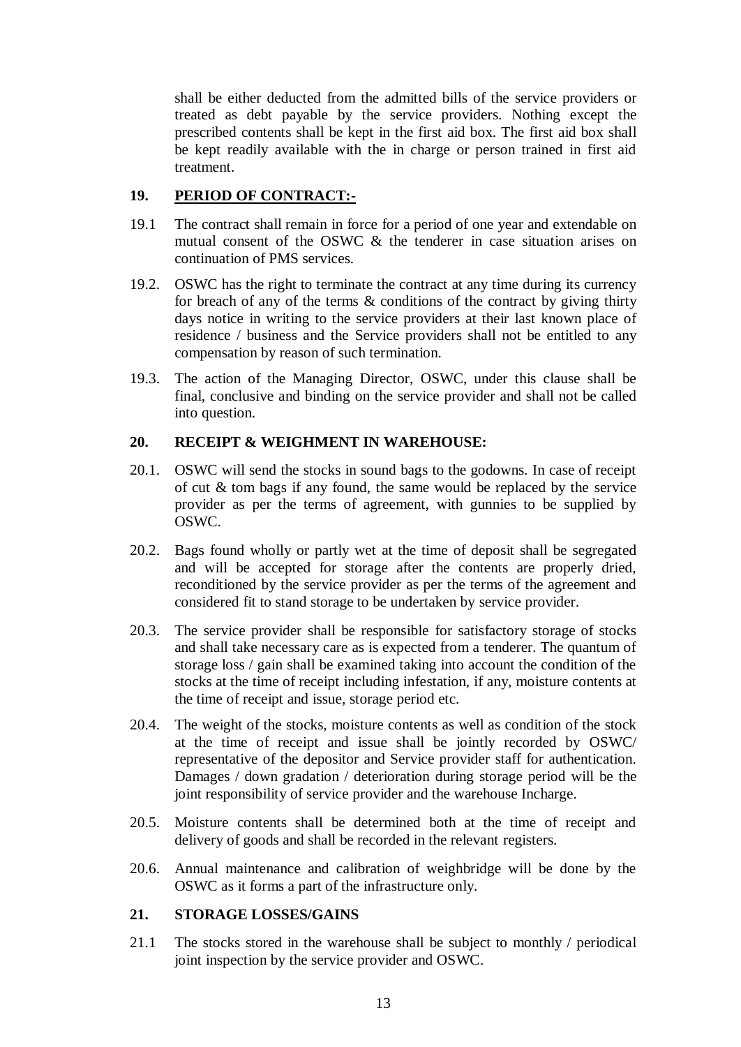shall be either deducted from the admitted bills of the service providers or treated as debt payable by the service providers. Nothing except the prescribed contents shall be kept in the first aid box. The first aid box shall be kept readily available with the in charge or person trained in first aid treatment.

**19. PERIOD OF CONTRACT:-**

19.1 The contract shall remain in force for a period of one year and extendable on mutual consent of the OSWC & the tenderer in case situation arises on continuation of PMS services.

19.2. OSWC has the right to terminate the contract at any time during its currency for breach of any of the terms & conditions of the contract by giving thirty days notice in writing to the service providers at their last known place of residence / business and the Service providers shall not be entitled to any compensation by reason of such termination.

19.3. The action of the Managing Director, OSWC, under this clause shall be final, conclusive and binding on the service provider and shall not be called into question.

**20. RECEIPT & WEIGHMENT IN WAREHOUSE:**

20.1. OSWC will send the stocks in sound bags to the godowns. In case of receipt of cut & tom bags if any found, the same would be replaced by the service provider as per the terms of agreement, with gunnies to be supplied by OSWC.

20.2. Bags found wholly or partly wet at the time of deposit shall be segregated and will be accepted for storage after the contents are properly dried, reconditioned by the service provider as per the terms of the agreement and considered fit to stand storage to be undertaken by service provider.

20.3. The service provider shall be responsible for satisfactory storage of stocks and shall take necessary care as is expected from a tenderer. The quantum of storage loss / gain shall be examined taking into account the condition of the stocks at the time of receipt including infestation, if any, moisture contents at the time of receipt and issue, storage period etc.

20.4. The weight of the stocks, moisture contents as well as condition of the stock at the time of receipt and issue shall be jointly recorded by OSWC/ representative of the depositor and Service provider staff for authentication. Damages / down gradation / deterioration during storage period will be the joint responsibility of service provider and the warehouse Incharge.

20.5. Moisture contents shall be determined both at the time of receipt and delivery of goods and shall be recorded in the relevant registers.

20.6. Annual maintenance and calibration of weighbridge will be done by the OSWC as it forms a part of the infrastructure only.

**21. STORAGE LOSSES/GAINS**

21.1 The stocks stored in the warehouse shall be subject to monthly / periodical joint inspection by the service provider and OSWC.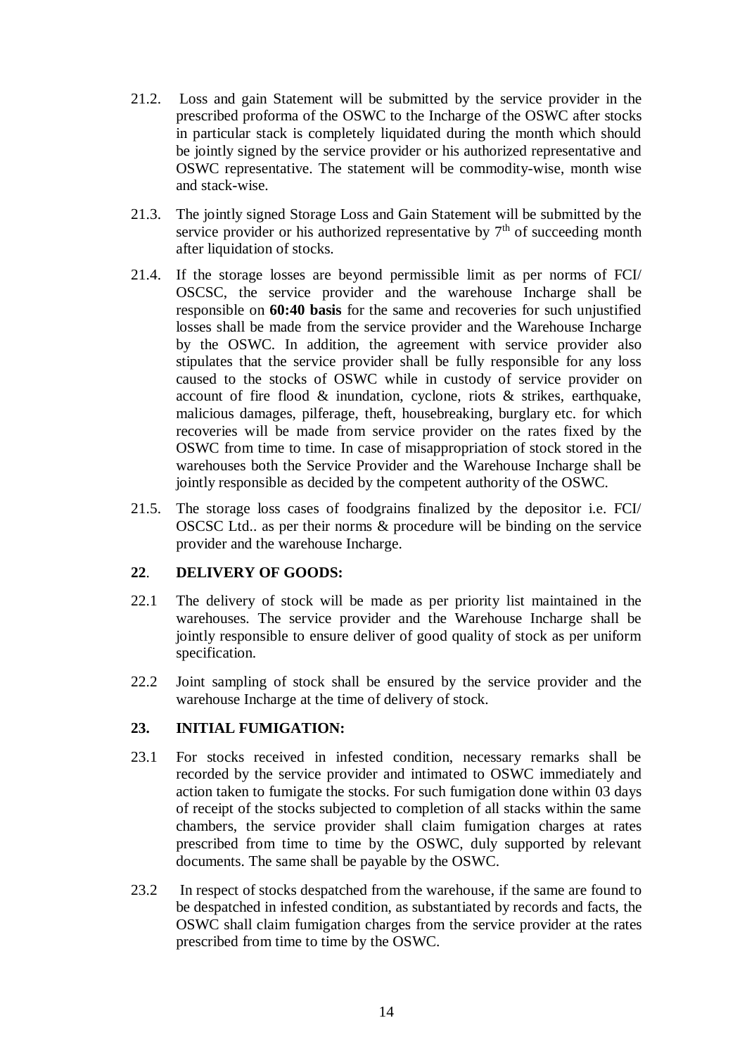21.2. Loss and gain Statement will be submitted by the service provider in the prescribed proforma of the OSWC to the Incharge of the OSWC after stocks in particular stack is completely liquidated during the month which should be jointly signed by the service provider or his authorized representative and OSWC representative. The statement will be commodity-wise, month wise and stack-wise.

21.3. The jointly signed Storage Loss and Gain Statement will be submitted by the service provider or his authorized representative by 7th of succeeding month after liquidation of stocks.

21.4. If the storage losses are beyond permissible limit as per norms of FCI/ OSCSC, the service provider and the warehouse Incharge shall be responsible on **60:40 basis** for the same and recoveries for such unjustified losses shall be made from the service provider and the Warehouse Incharge by the OSWC. In addition, the agreement with service provider also stipulates that the service provider shall be fully responsible for any loss caused to the stocks of OSWC while in custody of service provider on account of fire flood & inundation, cyclone, riots & strikes, earthquake, malicious damages, pilferage, theft, housebreaking, burglary etc. for which recoveries will be made from service provider on the rates fixed by the OSWC from time to time. In case of misappropriation of stock stored in the warehouses both the Service Provider and the Warehouse Incharge shall be jointly responsible as decided by the competent authority of the OSWC.

21.5. The storage loss cases of foodgrains finalized by the depositor i.e. FCI/ OSCSC Ltd.. as per their norms & procedure will be binding on the service provider and the warehouse Incharge.

## 22. DELIVERY OF GOODS:

22.1 The delivery of stock will be made as per priority list maintained in the warehouses. The service provider and the Warehouse Incharge shall be jointly responsible to ensure deliver of good quality of stock as per uniform specification.

22.2 Joint sampling of stock shall be ensured by the service provider and the warehouse Incharge at the time of delivery of stock.

## 23. INITIAL FUMIGATION:

23.1 For stocks received in infested condition, necessary remarks shall be recorded by the service provider and intimated to OSWC immediately and action taken to fumigate the stocks. For such fumigation done within 03 days of receipt of the stocks subjected to completion of all stacks within the same chambers, the service provider shall claim fumigation charges at rates prescribed from time to time by the OSWC, duly supported by relevant documents. The same shall be payable by the OSWC.

23.2 In respect of stocks despatched from the warehouse, if the same are found to be despatched in infested condition, as substantiated by records and facts, the OSWC shall claim fumigation charges from the service provider at the rates prescribed from time to time by the OSWC.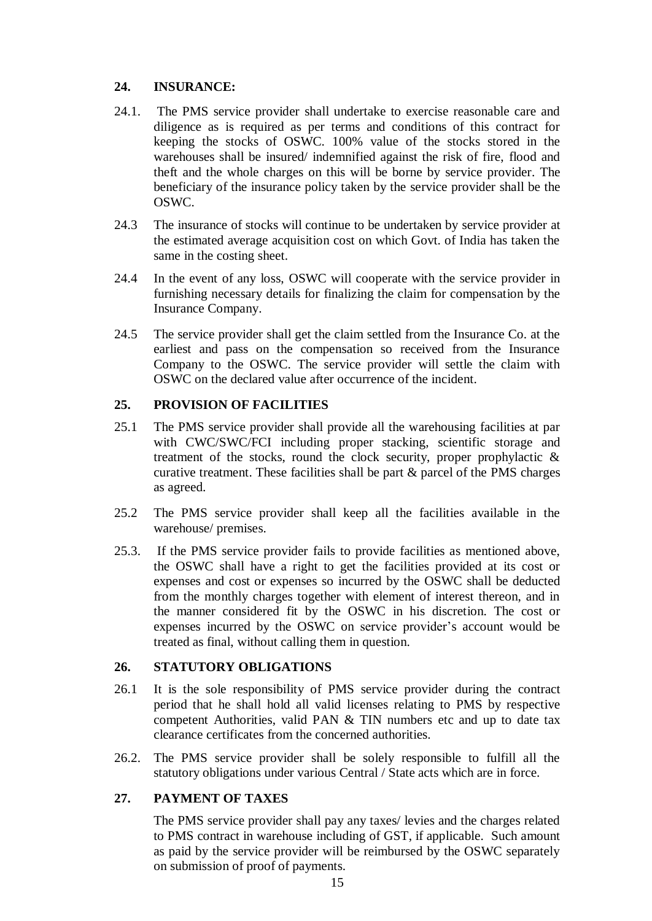## 24. INSURANCE:

24.1. The PMS service provider shall undertake to exercise reasonable care and diligence as is required as per terms and conditions of this contract for keeping the stocks of OSWC. 100% value of the stocks stored in the warehouses shall be insured/ indemnified against the risk of fire, flood and theft and the whole charges on this will be borne by service provider. The beneficiary of the insurance policy taken by the service provider shall be the OSWC.

24.3 The insurance of stocks will continue to be undertaken by service provider at the estimated average acquisition cost on which Govt. of India has taken the same in the costing sheet.

24.4 In the event of any loss, OSWC will cooperate with the service provider in furnishing necessary details for finalizing the claim for compensation by the Insurance Company.

24.5 The service provider shall get the claim settled from the Insurance Co. at the earliest and pass on the compensation so received from the Insurance Company to the OSWC. The service provider will settle the claim with OSWC on the declared value after occurrence of the incident.

## 25. PROVISION OF FACILITIES

25.1 The PMS service provider shall provide all the warehousing facilities at par with CWC/SWC/FCI including proper stacking, scientific storage and treatment of the stocks, round the clock security, proper prophylactic & curative treatment. These facilities shall be part & parcel of the PMS charges as agreed.

25.2 The PMS service provider shall keep all the facilities available in the warehouse/ premises.

25.3. If the PMS service provider fails to provide facilities as mentioned above, the OSWC shall have a right to get the facilities provided at its cost or expenses and cost or expenses so incurred by the OSWC shall be deducted from the monthly charges together with element of interest thereon, and in the manner considered fit by the OSWC in his discretion. The cost or expenses incurred by the OSWC on service provider's account would be treated as final, without calling them in question.

## 26. STATUTORY OBLIGATIONS

26.1 It is the sole responsibility of PMS service provider during the contract period that he shall hold all valid licenses relating to PMS by respective competent Authorities, valid PAN & TIN numbers etc and up to date tax clearance certificates from the concerned authorities.

26.2. The PMS service provider shall be solely responsible to fulfill all the statutory obligations under various Central / State acts which are in force.

## 27. PAYMENT OF TAXES

The PMS service provider shall pay any taxes/ levies and the charges related to PMS contract in warehouse including of GST, if applicable. Such amount as paid by the service provider will be reimbursed by the OSWC separately on submission of proof of payments.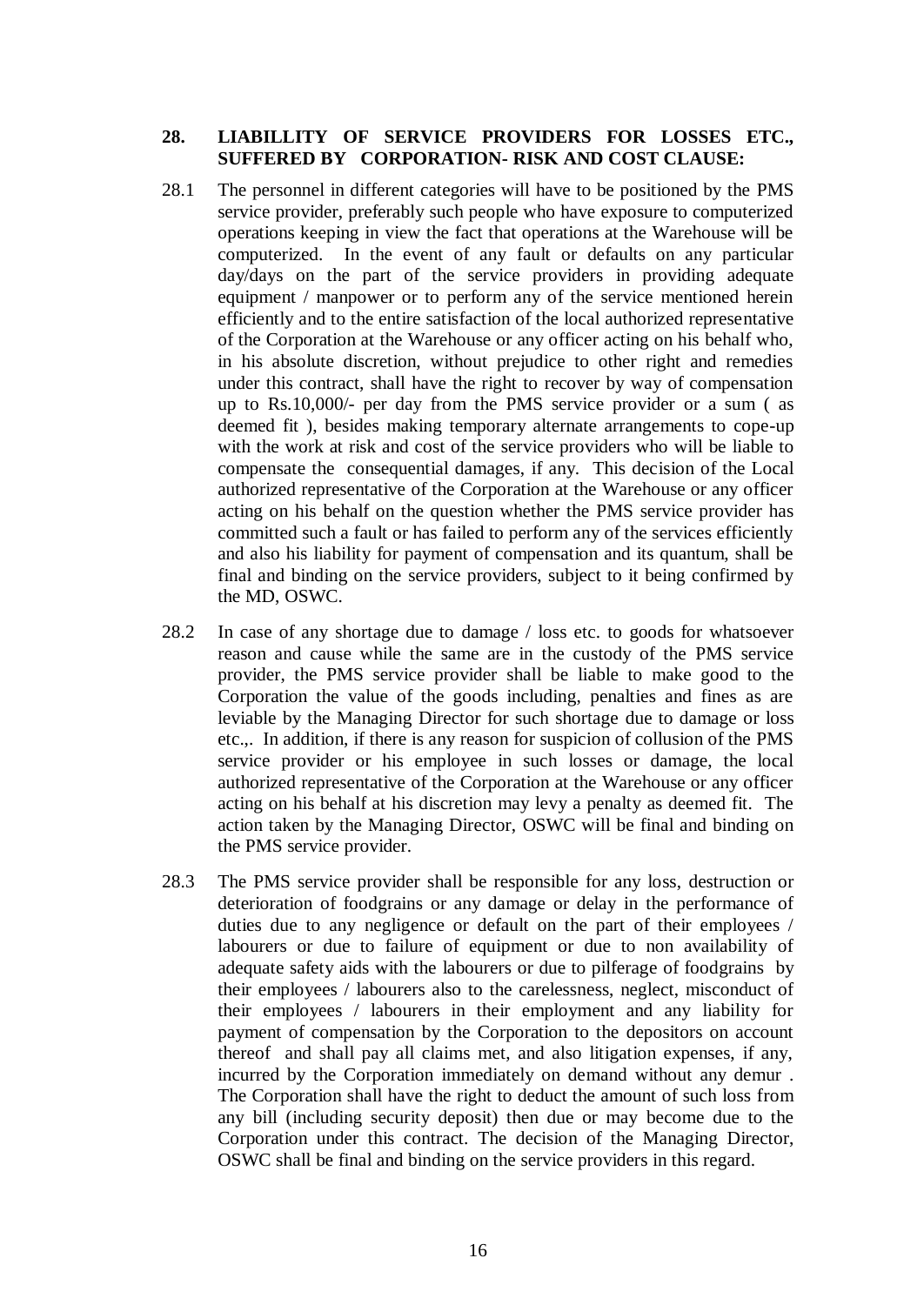**28. LIABILLITY OF SERVICE PROVIDERS FOR LOSSES ETC., SUFFERED BY CORPORATION- RISK AND COST CLAUSE:**

28.1 The personnel in different categories will have to be positioned by the PMS service provider, preferably such people who have exposure to computerized operations keeping in view the fact that operations at the Warehouse will be computerized. In the event of any fault or defaults on any particular day/days on the part of the service providers in providing adequate equipment / manpower or to perform any of the service mentioned herein efficiently and to the entire satisfaction of the local authorized representative of the Corporation at the Warehouse or any officer acting on his behalf who, in his absolute discretion, without prejudice to other right and remedies under this contract, shall have the right to recover by way of compensation up to Rs.10,000/- per day from the PMS service provider or a sum ( as deemed fit ), besides making temporary alternate arrangements to cope-up with the work at risk and cost of the service providers who will be liable to compensate the consequential damages, if any. This decision of the Local authorized representative of the Corporation at the Warehouse or any officer acting on his behalf on the question whether the PMS service provider has committed such a fault or has failed to perform any of the services efficiently and also his liability for payment of compensation and its quantum, shall be final and binding on the service providers, subject to it being confirmed by the MD, OSWC.

28.2 In case of any shortage due to damage / loss etc. to goods for whatsoever reason and cause while the same are in the custody of the PMS service provider, the PMS service provider shall be liable to make good to the Corporation the value of the goods including, penalties and fines as are leviable by the Managing Director for such shortage due to damage or loss etc.,. In addition, if there is any reason for suspicion of collusion of the PMS service provider or his employee in such losses or damage, the local authorized representative of the Corporation at the Warehouse or any officer acting on his behalf at his discretion may levy a penalty as deemed fit. The action taken by the Managing Director, OSWC will be final and binding on the PMS service provider.

28.3 The PMS service provider shall be responsible for any loss, destruction or deterioration of foodgrains or any damage or delay in the performance of duties due to any negligence or default on the part of their employees / labourers or due to failure of equipment or due to non availability of adequate safety aids with the labourers or due to pilferage of foodgrains by their employees / labourers also to the carelessness, neglect, misconduct of their employees / labourers in their employment and any liability for payment of compensation by the Corporation to the depositors on account thereof and shall pay all claims met, and also litigation expenses, if any, incurred by the Corporation immediately on demand without any demur . The Corporation shall have the right to deduct the amount of such loss from any bill (including security deposit) then due or may become due to the Corporation under this contract. The decision of the Managing Director, OSWC shall be final and binding on the service providers in this regard.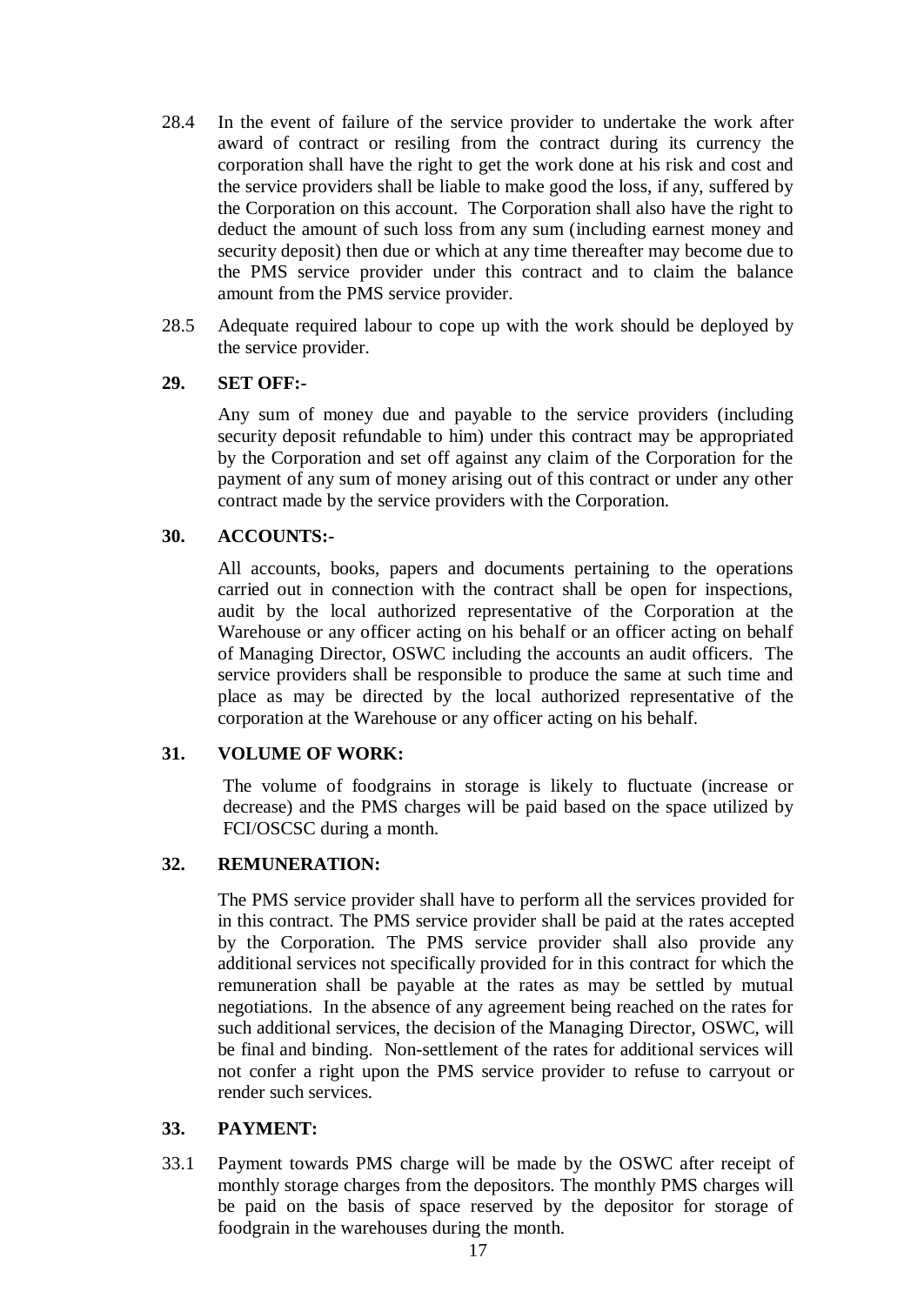28.4 In the event of failure of the service provider to undertake the work after award of contract or resiling from the contract during its currency the corporation shall have the right to get the work done at his risk and cost and the service providers shall be liable to make good the loss, if any, suffered by the Corporation on this account. The Corporation shall also have the right to deduct the amount of such loss from any sum (including earnest money and security deposit) then due or which at any time thereafter may become due to the PMS service provider under this contract and to claim the balance amount from the PMS service provider.

28.5 Adequate required labour to cope up with the work should be deployed by the service provider.

**29. SET OFF:-**

Any sum of money due and payable to the service providers (including security deposit refundable to him) under this contract may be appropriated by the Corporation and set off against any claim of the Corporation for the payment of any sum of money arising out of this contract or under any other contract made by the service providers with the Corporation.

**30. ACCOUNTS:-**

All accounts, books, papers and documents pertaining to the operations carried out in connection with the contract shall be open for inspections, audit by the local authorized representative of the Corporation at the Warehouse or any officer acting on his behalf or an officer acting on behalf of Managing Director, OSWC including the accounts an audit officers. The service providers shall be responsible to produce the same at such time and place as may be directed by the local authorized representative of the corporation at the Warehouse or any officer acting on his behalf.

**31. VOLUME OF WORK:**

The volume of foodgrains in storage is likely to fluctuate (increase or decrease) and the PMS charges will be paid based on the space utilized by FCI/OSCSC during a month.

**32. REMUNERATION:**

The PMS service provider shall have to perform all the services provided for in this contract. The PMS service provider shall be paid at the rates accepted by the Corporation. The PMS service provider shall also provide any additional services not specifically provided for in this contract for which the remuneration shall be payable at the rates as may be settled by mutual negotiations. In the absence of any agreement being reached on the rates for such additional services, the decision of the Managing Director, OSWC, will be final and binding. Non-settlement of the rates for additional services will not confer a right upon the PMS service provider to refuse to carryout or render such services.

**33. PAYMENT:**

33.1 Payment towards PMS charge will be made by the OSWC after receipt of monthly storage charges from the depositors. The monthly PMS charges will be paid on the basis of space reserved by the depositor for storage of foodgrain in the warehouses during the month.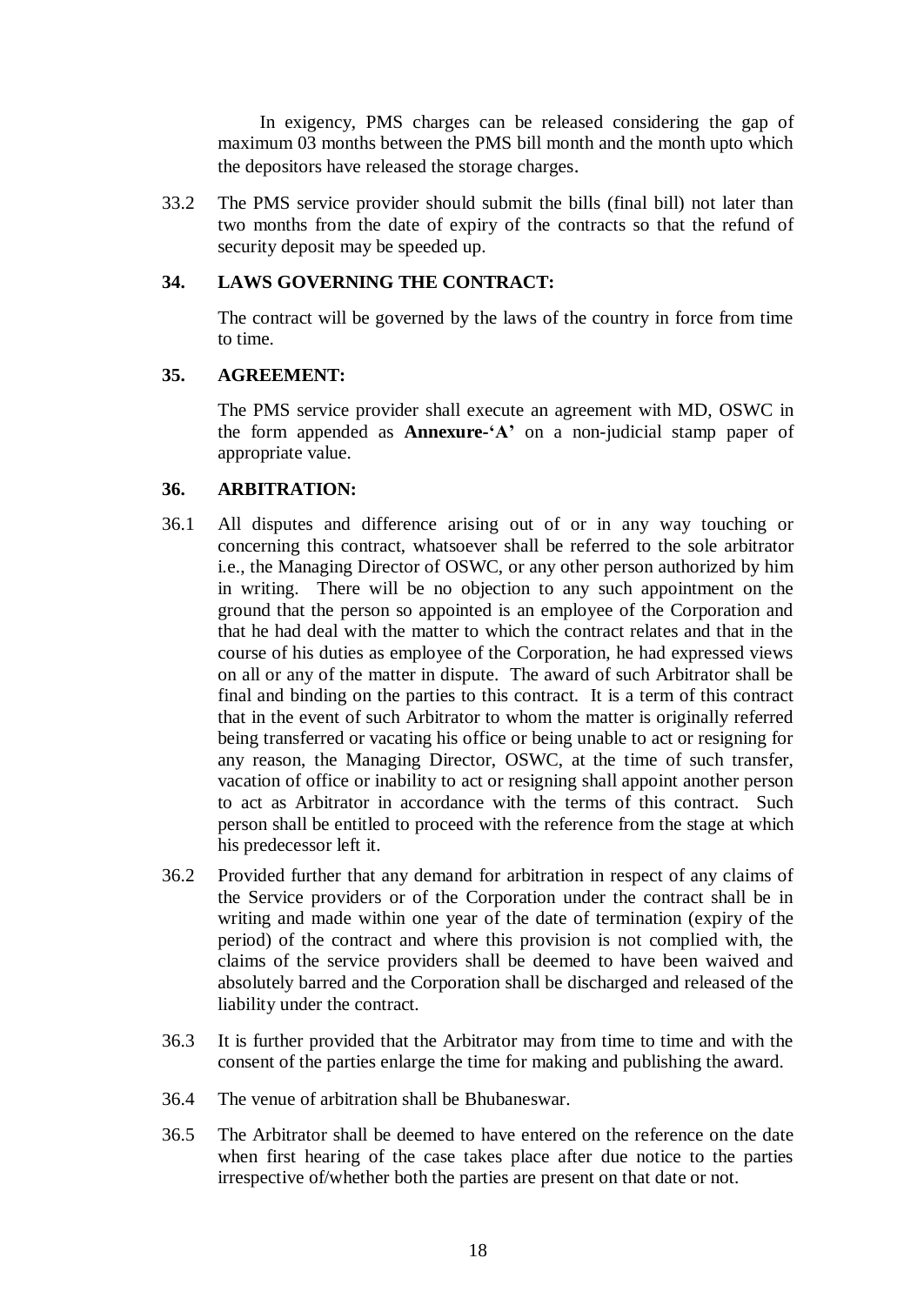In exigency, PMS charges can be released considering the gap of maximum 03 months between the PMS bill month and the month upto which the depositors have released the storage charges.

33.2 The PMS service provider should submit the bills (final bill) not later than two months from the date of expiry of the contracts so that the refund of security deposit may be speeded up.

**34. LAWS GOVERNING THE CONTRACT:**

The contract will be governed by the laws of the country in force from time to time.

**35. AGREEMENT:**

The PMS service provider shall execute an agreement with MD, OSWC in the form appended as **Annexure-'A'** on a non-judicial stamp paper of appropriate value.

**36. ARBITRATION:**

36.1 All disputes and difference arising out of or in any way touching or concerning this contract, whatsoever shall be referred to the sole arbitrator i.e., the Managing Director of OSWC, or any other person authorized by him in writing. There will be no objection to any such appointment on the ground that the person so appointed is an employee of the Corporation and that he had deal with the matter to which the contract relates and that in the course of his duties as employee of the Corporation, he had expressed views on all or any of the matter in dispute. The award of such Arbitrator shall be final and binding on the parties to this contract. It is a term of this contract that in the event of such Arbitrator to whom the matter is originally referred being transferred or vacating his office or being unable to act or resigning for any reason, the Managing Director, OSWC, at the time of such transfer, vacation of office or inability to act or resigning shall appoint another person to act as Arbitrator in accordance with the terms of this contract. Such person shall be entitled to proceed with the reference from the stage at which his predecessor left it.

36.2 Provided further that any demand for arbitration in respect of any claims of the Service providers or of the Corporation under the contract shall be in writing and made within one year of the date of termination (expiry of the period) of the contract and where this provision is not complied with, the claims of the service providers shall be deemed to have been waived and absolutely barred and the Corporation shall be discharged and released of the liability under the contract.

36.3 It is further provided that the Arbitrator may from time to time and with the consent of the parties enlarge the time for making and publishing the award.

36.4 The venue of arbitration shall be Bhubaneswar.

36.5 The Arbitrator shall be deemed to have entered on the reference on the date when first hearing of the case takes place after due notice to the parties irrespective of/whether both the parties are present on that date or not.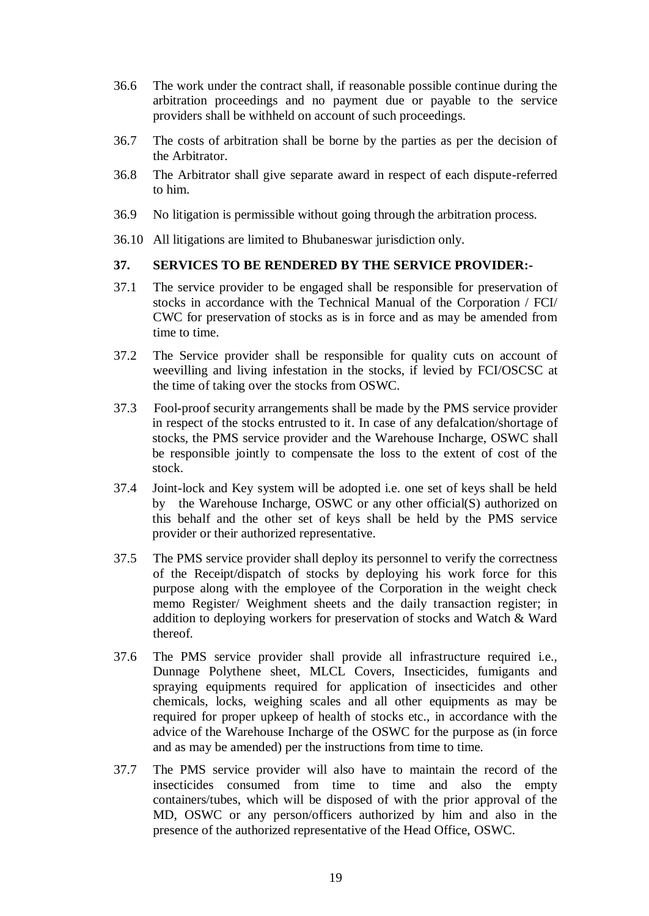36.6 The work under the contract shall, if reasonable possible continue during the arbitration proceedings and no payment due or payable to the service providers shall be withheld on account of such proceedings.

36.7 The costs of arbitration shall be borne by the parties as per the decision of the Arbitrator.

36.8 The Arbitrator shall give separate award in respect of each dispute-referred to him.

36.9 No litigation is permissible without going through the arbitration process.

36.10 All litigations are limited to Bhubaneswar jurisdiction only.

**37. SERVICES TO BE RENDERED BY THE SERVICE PROVIDER:-**

37.1 The service provider to be engaged shall be responsible for preservation of stocks in accordance with the Technical Manual of the Corporation / FCI/ CWC for preservation of stocks as is in force and as may be amended from time to time.

37.2 The Service provider shall be responsible for quality cuts on account of weevilling and living infestation in the stocks, if levied by FCI/OSCSC at the time of taking over the stocks from OSWC.

37.3 Fool-proof security arrangements shall be made by the PMS service provider in respect of the stocks entrusted to it. In case of any defalcation/shortage of stocks, the PMS service provider and the Warehouse Incharge, OSWC shall be responsible jointly to compensate the loss to the extent of cost of the stock.

37.4 Joint-lock and Key system will be adopted i.e. one set of keys shall be held by the Warehouse Incharge, OSWC or any other official(S) authorized on this behalf and the other set of keys shall be held by the PMS service provider or their authorized representative.

37.5 The PMS service provider shall deploy its personnel to verify the correctness of the Receipt/dispatch of stocks by deploying his work force for this purpose along with the employee of the Corporation in the weight check memo Register/ Weighment sheets and the daily transaction register; in addition to deploying workers for preservation of stocks and Watch & Ward thereof.

37.6 The PMS service provider shall provide all infrastructure required i.e., Dunnage Polythene sheet, MLCL Covers, Insecticides, fumigants and spraying equipments required for application of insecticides and other chemicals, locks, weighing scales and all other equipments as may be required for proper upkeep of health of stocks etc., in accordance with the advice of the Warehouse Incharge of the OSWC for the purpose as (in force and as may be amended) per the instructions from time to time.

37.7 The PMS service provider will also have to maintain the record of the insecticides consumed from time to time and also the empty containers/tubes, which will be disposed of with the prior approval of the MD, OSWC or any person/officers authorized by him and also in the presence of the authorized representative of the Head Office, OSWC.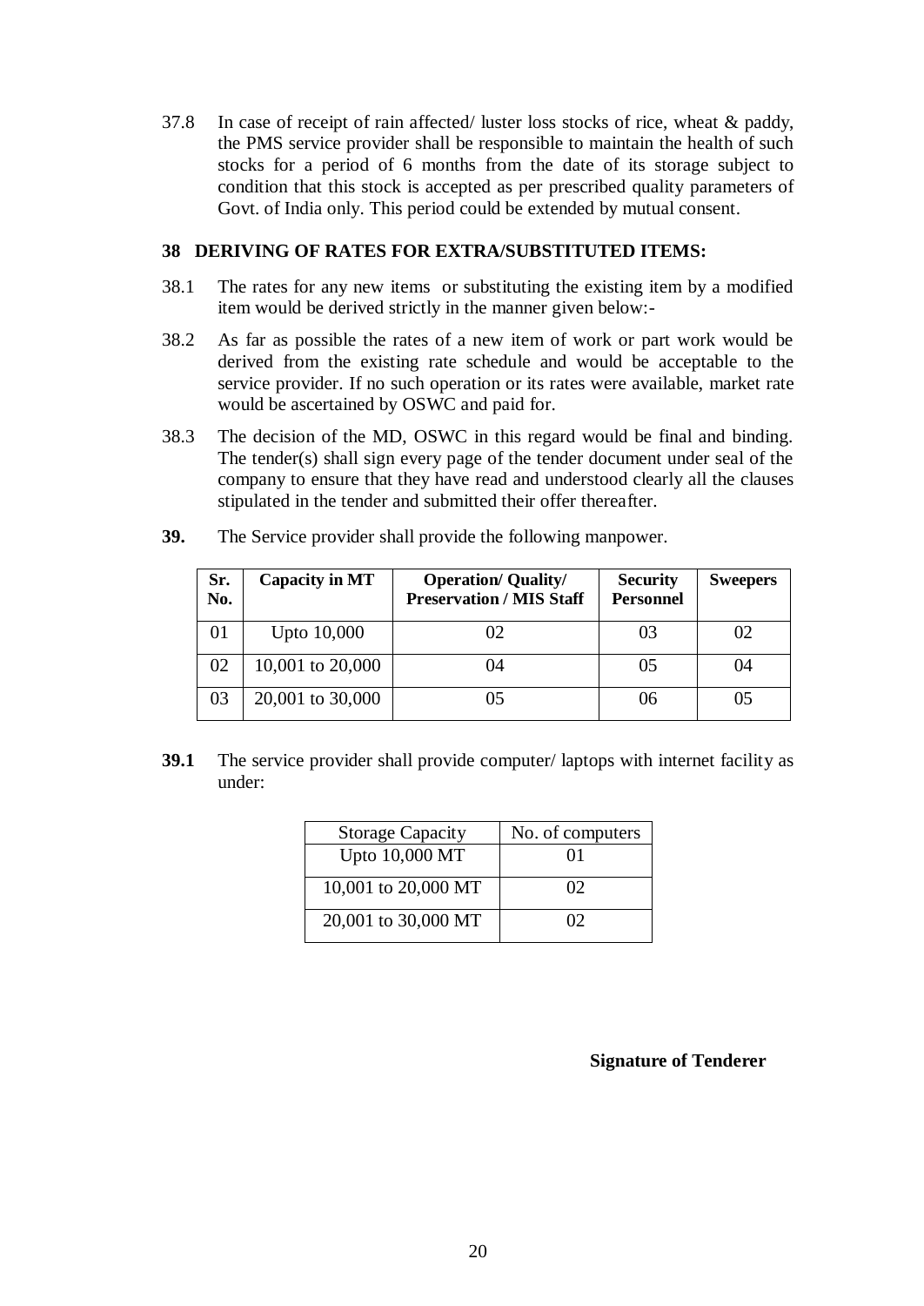37.8 In case of receipt of rain affected/ luster loss stocks of rice, wheat & paddy, the PMS service provider shall be responsible to maintain the health of such stocks for a period of 6 months from the date of its storage subject to condition that this stock is accepted as per prescribed quality parameters of Govt. of India only. This period could be extended by mutual consent.

**38 DERIVING OF RATES FOR EXTRA/SUBSTITUTED ITEMS:**

38.1 The rates for any new items or substituting the existing item by a modified item would be derived strictly in the manner given below:-

38.2 As far as possible the rates of a new item of work or part work would be derived from the existing rate schedule and would be acceptable to the service provider. If no such operation or its rates were available, market rate would be ascertained by OSWC and paid for.

38.3 The decision of the MD, OSWC in this regard would be final and binding. The tender(s) shall sign every page of the tender document under seal of the company to ensure that they have read and understood clearly all the clauses stipulated in the tender and submitted their offer thereafter.

**39.** The Service provider shall provide the following manpower.

| Sr. No. | Capacity in MT | Operation/ Quality/ Preservation / MIS Staff | Security Personnel | Sweepers |
|---|---|---|---|---|
| 01 | Upto 10,000 | 02 | 03 | 02 |
| 02 | 10,001 to 20,000 | 04 | 05 | 04 |
| 03 | 20,001 to 30,000 | 05 | 06 | 05 |

**39.1** The service provider shall provide computer/ laptops with internet facility as under:

| Storage Capacity | No. of computers |
|---|---|
| Upto 10,000 MT | 01 |
| 10,001 to 20,000 MT | 02 |
| 20,001 to 30,000 MT | 02 |

**Signature of Tenderer**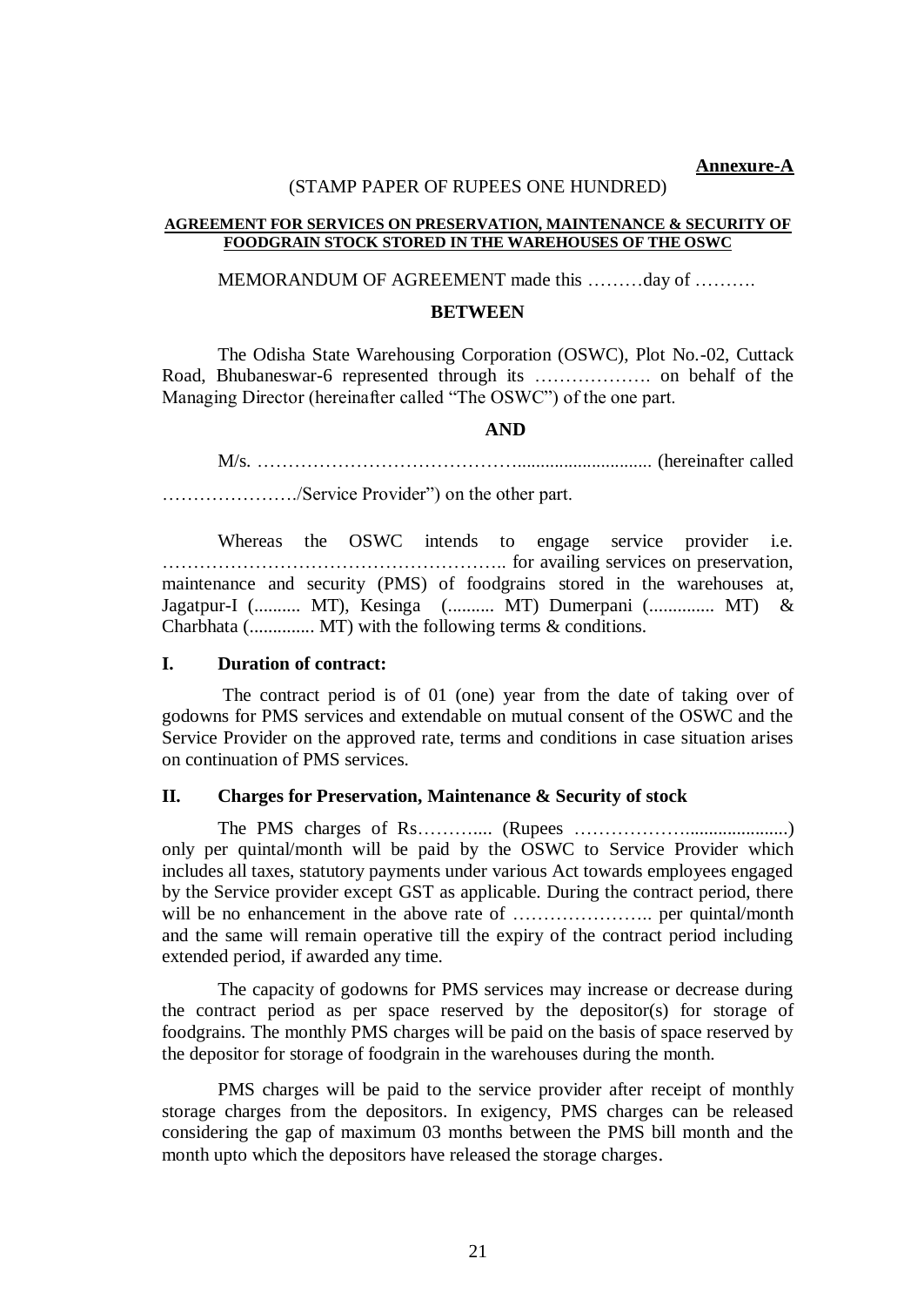**Annexure-A**

(STAMP PAPER OF RUPEES ONE HUNDRED)

**AGREEMENT FOR SERVICES ON PRESERVATION, MAINTENANCE & SECURITY OF FOODGRAIN STOCK STORED IN THE WAREHOUSES OF THE OSWC**

MEMORANDUM OF AGREEMENT made this ………day of ……….

**BETWEEN**

The Odisha State Warehousing Corporation (OSWC), Plot No.-02, Cuttack Road, Bhubaneswar-6 represented through its ………………. on behalf of the Managing Director (hereinafter called "The OSWC") of the one part.

**AND**

M/s. …………………………………….............................. (hereinafter called ………………..../Service Provider") on the other part.

Whereas the OSWC intends to engage service provider i.e. ……………………………………………….. for availing services on preservation, maintenance and security (PMS) of foodgrains stored in the warehouses at, Jagatpur-I (.......... MT), Kesinga (.......... MT) Dumerpani (.............. MT) & Charbhata (.............. MT) with the following terms & conditions.

## I. Duration of contract:

The contract period is of 01 (one) year from the date of taking over of godowns for PMS services and extendable on mutual consent of the OSWC and the Service Provider on the approved rate, terms and conditions in case situation arises on continuation of PMS services.

## II. Charges for Preservation, Maintenance & Security of stock

The PMS charges of Rs……….... (Rupees ………………......................) only per quintal/month will be paid by the OSWC to Service Provider which includes all taxes, statutory payments under various Act towards employees engaged by the Service provider except GST as applicable. During the contract period, there will be no enhancement in the above rate of ………………….. per quintal/month and the same will remain operative till the expiry of the contract period including extended period, if awarded any time.

The capacity of godowns for PMS services may increase or decrease during the contract period as per space reserved by the depositor(s) for storage of foodgrains. The monthly PMS charges will be paid on the basis of space reserved by the depositor for storage of foodgrain in the warehouses during the month.

PMS charges will be paid to the service provider after receipt of monthly storage charges from the depositors. In exigency, PMS charges can be released considering the gap of maximum 03 months between the PMS bill month and the month upto which the depositors have released the storage charges.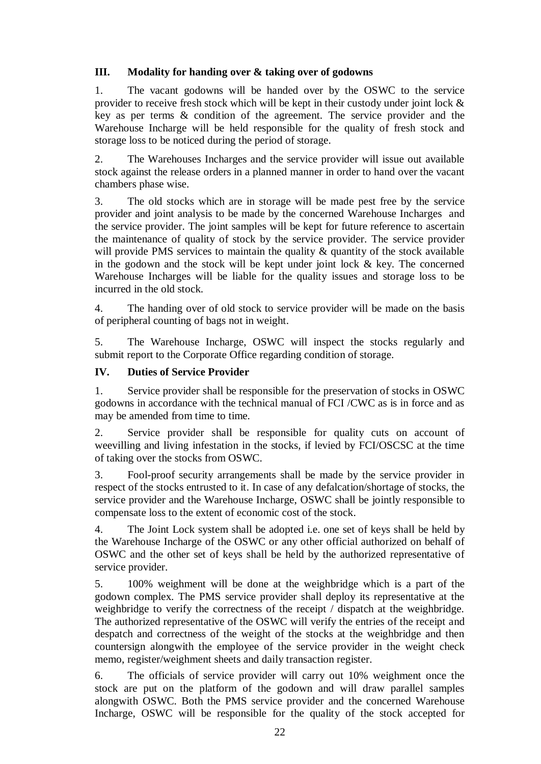## III. Modality for handing over & taking over of godowns

1. The vacant godowns will be handed over by the OSWC to the service provider to receive fresh stock which will be kept in their custody under joint lock & key as per terms & condition of the agreement. The service provider and the Warehouse Incharge will be held responsible for the quality of fresh stock and storage loss to be noticed during the period of storage.

2. The Warehouses Incharges and the service provider will issue out available stock against the release orders in a planned manner in order to hand over the vacant chambers phase wise.

3. The old stocks which are in storage will be made pest free by the service provider and joint analysis to be made by the concerned Warehouse Incharges and the service provider. The joint samples will be kept for future reference to ascertain the maintenance of quality of stock by the service provider. The service provider will provide PMS services to maintain the quality & quantity of the stock available in the godown and the stock will be kept under joint lock & key. The concerned Warehouse Incharges will be liable for the quality issues and storage loss to be incurred in the old stock.

4. The handing over of old stock to service provider will be made on the basis of peripheral counting of bags not in weight.

5. The Warehouse Incharge, OSWC will inspect the stocks regularly and submit report to the Corporate Office regarding condition of storage.

## IV. Duties of Service Provider

1. Service provider shall be responsible for the preservation of stocks in OSWC godowns in accordance with the technical manual of FCI /CWC as is in force and as may be amended from time to time.

2. Service provider shall be responsible for quality cuts on account of weevilling and living infestation in the stocks, if levied by FCI/OSCSC at the time of taking over the stocks from OSWC.

3. Fool-proof security arrangements shall be made by the service provider in respect of the stocks entrusted to it. In case of any defalcation/shortage of stocks, the service provider and the Warehouse Incharge, OSWC shall be jointly responsible to compensate loss to the extent of economic cost of the stock.

4. The Joint Lock system shall be adopted i.e. one set of keys shall be held by the Warehouse Incharge of the OSWC or any other official authorized on behalf of OSWC and the other set of keys shall be held by the authorized representative of service provider.

5. 100% weighment will be done at the weighbridge which is a part of the godown complex. The PMS service provider shall deploy its representative at the weighbridge to verify the correctness of the receipt / dispatch at the weighbridge. The authorized representative of the OSWC will verify the entries of the receipt and despatch and correctness of the weight of the stocks at the weighbridge and then countersign alongwith the employee of the service provider in the weight check memo, register/weighment sheets and daily transaction register.

6. The officials of service provider will carry out 10% weighment once the stock are put on the platform of the godown and will draw parallel samples alongwith OSWC. Both the PMS service provider and the concerned Warehouse Incharge, OSWC will be responsible for the quality of the stock accepted for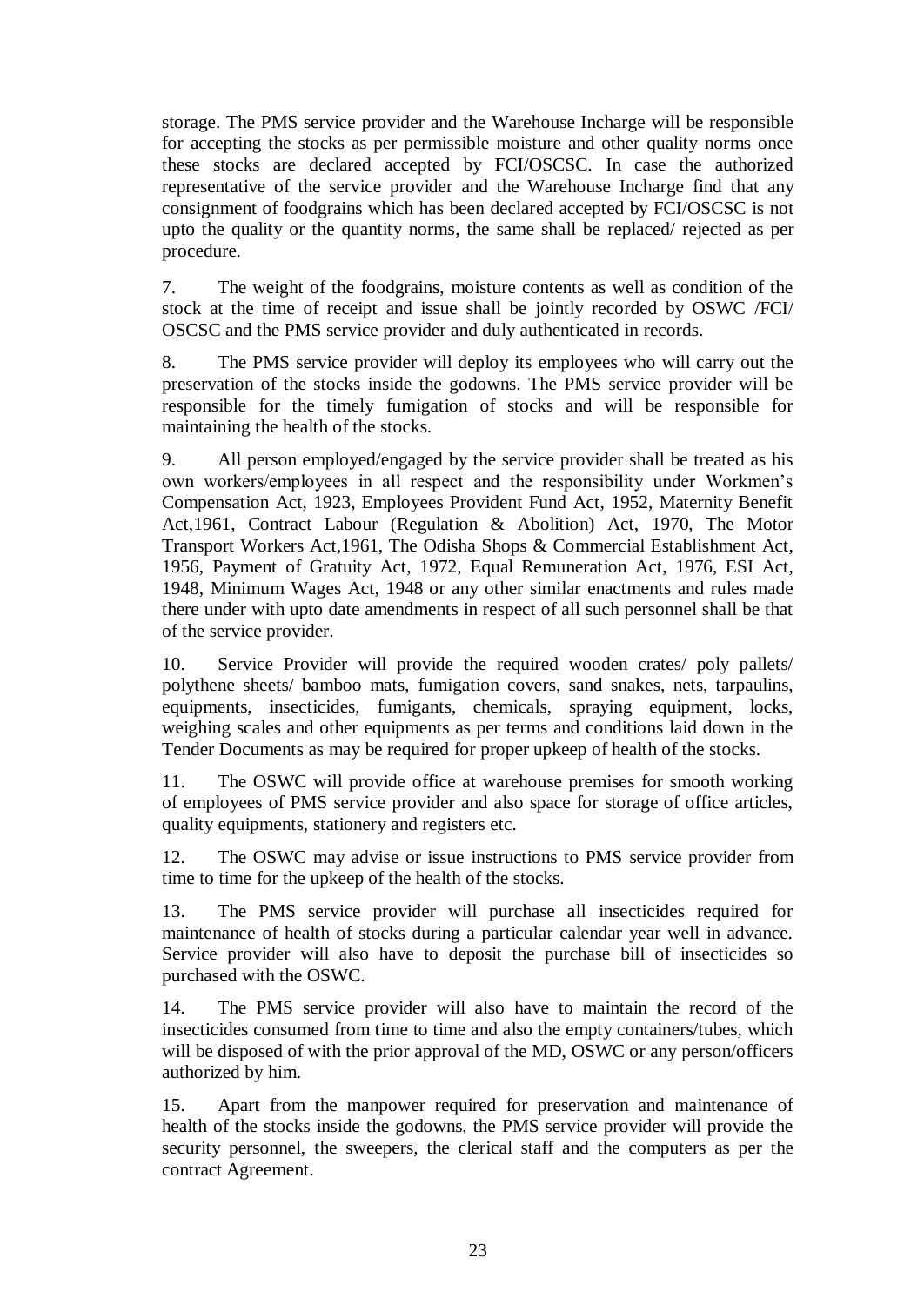storage. The PMS service provider and the Warehouse Incharge will be responsible for accepting the stocks as per permissible moisture and other quality norms once these stocks are declared accepted by FCI/OSCSC. In case the authorized representative of the service provider and the Warehouse Incharge find that any consignment of foodgrains which has been declared accepted by FCI/OSCSC is not upto the quality or the quantity norms, the same shall be replaced/ rejected as per procedure.

7. The weight of the foodgrains, moisture contents as well as condition of the stock at the time of receipt and issue shall be jointly recorded by OSWC /FCI/ OSCSC and the PMS service provider and duly authenticated in records.

8. The PMS service provider will deploy its employees who will carry out the preservation of the stocks inside the godowns. The PMS service provider will be responsible for the timely fumigation of stocks and will be responsible for maintaining the health of the stocks.

9. All person employed/engaged by the service provider shall be treated as his own workers/employees in all respect and the responsibility under Workmen's Compensation Act, 1923, Employees Provident Fund Act, 1952, Maternity Benefit Act,1961, Contract Labour (Regulation & Abolition) Act, 1970, The Motor Transport Workers Act,1961, The Odisha Shops & Commercial Establishment Act, 1956, Payment of Gratuity Act, 1972, Equal Remuneration Act, 1976, ESI Act, 1948, Minimum Wages Act, 1948 or any other similar enactments and rules made there under with upto date amendments in respect of all such personnel shall be that of the service provider.

10. Service Provider will provide the required wooden crates/ poly pallets/ polythene sheets/ bamboo mats, fumigation covers, sand snakes, nets, tarpaulins, equipments, insecticides, fumigants, chemicals, spraying equipment, locks, weighing scales and other equipments as per terms and conditions laid down in the Tender Documents as may be required for proper upkeep of health of the stocks.

11. The OSWC will provide office at warehouse premises for smooth working of employees of PMS service provider and also space for storage of office articles, quality equipments, stationery and registers etc.

12. The OSWC may advise or issue instructions to PMS service provider from time to time for the upkeep of the health of the stocks.

13. The PMS service provider will purchase all insecticides required for maintenance of health of stocks during a particular calendar year well in advance. Service provider will also have to deposit the purchase bill of insecticides so purchased with the OSWC.

14. The PMS service provider will also have to maintain the record of the insecticides consumed from time to time and also the empty containers/tubes, which will be disposed of with the prior approval of the MD, OSWC or any person/officers authorized by him.

15. Apart from the manpower required for preservation and maintenance of health of the stocks inside the godowns, the PMS service provider will provide the security personnel, the sweepers, the clerical staff and the computers as per the contract Agreement.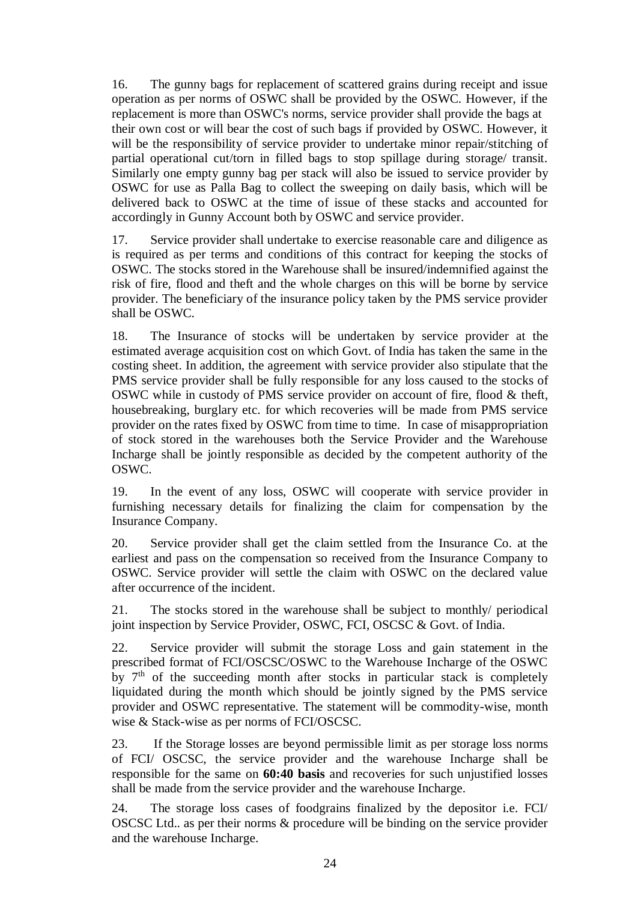16. The gunny bags for replacement of scattered grains during receipt and issue operation as per norms of OSWC shall be provided by the OSWC. However, if the replacement is more than OSWC's norms, service provider shall provide the bags at their own cost or will bear the cost of such bags if provided by OSWC. However, it will be the responsibility of service provider to undertake minor repair/stitching of partial operational cut/torn in filled bags to stop spillage during storage/ transit. Similarly one empty gunny bag per stack will also be issued to service provider by OSWC for use as Palla Bag to collect the sweeping on daily basis, which will be delivered back to OSWC at the time of issue of these stacks and accounted for accordingly in Gunny Account both by OSWC and service provider.

17. Service provider shall undertake to exercise reasonable care and diligence as is required as per terms and conditions of this contract for keeping the stocks of OSWC. The stocks stored in the Warehouse shall be insured/indemnified against the risk of fire, flood and theft and the whole charges on this will be borne by service provider. The beneficiary of the insurance policy taken by the PMS service provider shall be OSWC.

18. The Insurance of stocks will be undertaken by service provider at the estimated average acquisition cost on which Govt. of India has taken the same in the costing sheet. In addition, the agreement with service provider also stipulate that the PMS service provider shall be fully responsible for any loss caused to the stocks of OSWC while in custody of PMS service provider on account of fire, flood & theft, housebreaking, burglary etc. for which recoveries will be made from PMS service provider on the rates fixed by OSWC from time to time. In case of misappropriation of stock stored in the warehouses both the Service Provider and the Warehouse Incharge shall be jointly responsible as decided by the competent authority of the OSWC.

19. In the event of any loss, OSWC will cooperate with service provider in furnishing necessary details for finalizing the claim for compensation by the Insurance Company.

20. Service provider shall get the claim settled from the Insurance Co. at the earliest and pass on the compensation so received from the Insurance Company to OSWC. Service provider will settle the claim with OSWC on the declared value after occurrence of the incident.

21. The stocks stored in the warehouse shall be subject to monthly/ periodical joint inspection by Service Provider, OSWC, FCI, OSCSC & Govt. of India.

22. Service provider will submit the storage Loss and gain statement in the prescribed format of FCI/OSCSC/OSWC to the Warehouse Incharge of the OSWC by 7th of the succeeding month after stocks in particular stack is completely liquidated during the month which should be jointly signed by the PMS service provider and OSWC representative. The statement will be commodity-wise, month wise & Stack-wise as per norms of FCI/OSCSC.

23. If the Storage losses are beyond permissible limit as per storage loss norms of FCI/ OSCSC, the service provider and the warehouse Incharge shall be responsible for the same on **60:40 basis** and recoveries for such unjustified losses shall be made from the service provider and the warehouse Incharge.

24. The storage loss cases of foodgrains finalized by the depositor i.e. FCI/ OSCSC Ltd.. as per their norms & procedure will be binding on the service provider and the warehouse Incharge.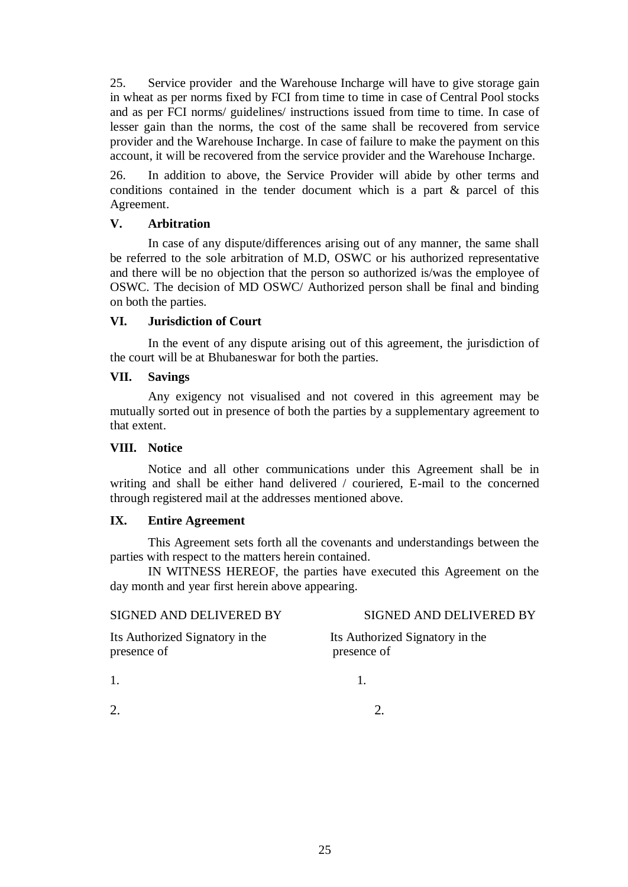25. Service provider and the Warehouse Incharge will have to give storage gain in wheat as per norms fixed by FCI from time to time in case of Central Pool stocks and as per FCI norms/ guidelines/ instructions issued from time to time. In case of lesser gain than the norms, the cost of the same shall be recovered from service provider and the Warehouse Incharge. In case of failure to make the payment on this account, it will be recovered from the service provider and the Warehouse Incharge.

26. In addition to above, the Service Provider will abide by other terms and conditions contained in the tender document which is a part & parcel of this Agreement.

## V. Arbitration

In case of any dispute/differences arising out of any manner, the same shall be referred to the sole arbitration of M.D, OSWC or his authorized representative and there will be no objection that the person so authorized is/was the employee of OSWC. The decision of MD OSWC/ Authorized person shall be final and binding on both the parties.

## VI. Jurisdiction of Court

In the event of any dispute arising out of this agreement, the jurisdiction of the court will be at Bhubaneswar for both the parties.

## VII. Savings

Any exigency not visualised and not covered in this agreement may be mutually sorted out in presence of both the parties by a supplementary agreement to that extent.

## VIII. Notice

Notice and all other communications under this Agreement shall be in writing and shall be either hand delivered / couriered, E-mail to the concerned through registered mail at the addresses mentioned above.

## IX. Entire Agreement

This Agreement sets forth all the covenants and understandings between the parties with respect to the matters herein contained.

IN WITNESS HEREOF, the parties have executed this Agreement on the day month and year first herein above appearing.

| SIGNED AND DELIVERED BY | SIGNED AND DELIVERED BY |
|---|---|
| Its Authorized Signatory in the presence of | Its Authorized Signatory in the presence of |
| 1. | 1. |
| 2. | 2. |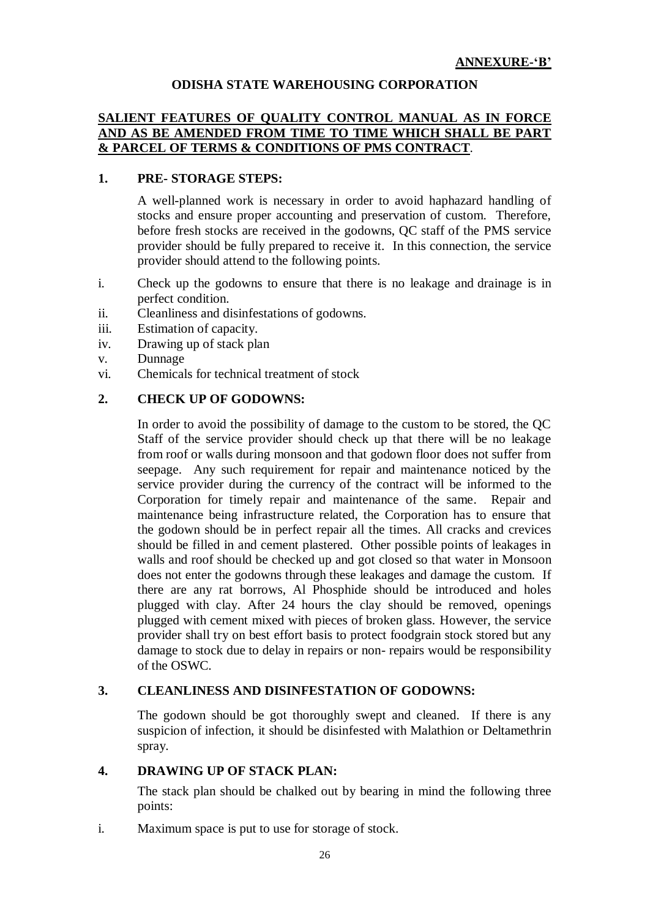**ANNEXURE-'B'**

**ODISHA STATE WAREHOUSING CORPORATION**

**SALIENT FEATURES OF QUALITY CONTROL MANUAL AS IN FORCE AND AS BE AMENDED FROM TIME TO TIME WHICH SHALL BE PART & PARCEL OF TERMS & CONDITIONS OF PMS CONTRACT**.

**1. PRE- STORAGE STEPS:**

A well-planned work is necessary in order to avoid haphazard handling of stocks and ensure proper accounting and preservation of custom. Therefore, before fresh stocks are received in the godowns, QC staff of the PMS service provider should be fully prepared to receive it. In this connection, the service provider should attend to the following points.

i. Check up the godowns to ensure that there is no leakage and drainage is in perfect condition.
ii. Cleanliness and disinfestations of godowns.
iii. Estimation of capacity.
iv. Drawing up of stack plan
v. Dunnage
vi. Chemicals for technical treatment of stock

**2. CHECK UP OF GODOWNS:**

In order to avoid the possibility of damage to the custom to be stored, the QC Staff of the service provider should check up that there will be no leakage from roof or walls during monsoon and that godown floor does not suffer from seepage. Any such requirement for repair and maintenance noticed by the service provider during the currency of the contract will be informed to the Corporation for timely repair and maintenance of the same. Repair and maintenance being infrastructure related, the Corporation has to ensure that the godown should be in perfect repair all the times. All cracks and crevices should be filled in and cement plastered. Other possible points of leakages in walls and roof should be checked up and got closed so that water in Monsoon does not enter the godowns through these leakages and damage the custom. If there are any rat borrows, Al Phosphide should be introduced and holes plugged with clay. After 24 hours the clay should be removed, openings plugged with cement mixed with pieces of broken glass. However, the service provider shall try on best effort basis to protect foodgrain stock stored but any damage to stock due to delay in repairs or non- repairs would be responsibility of the OSWC.

**3. CLEANLINESS AND DISINFESTATION OF GODOWNS:**

The godown should be got thoroughly swept and cleaned. If there is any suspicion of infection, it should be disinfested with Malathion or Deltamethrin spray.

**4. DRAWING UP OF STACK PLAN:**

The stack plan should be chalked out by bearing in mind the following three points:

i. Maximum space is put to use for storage of stock.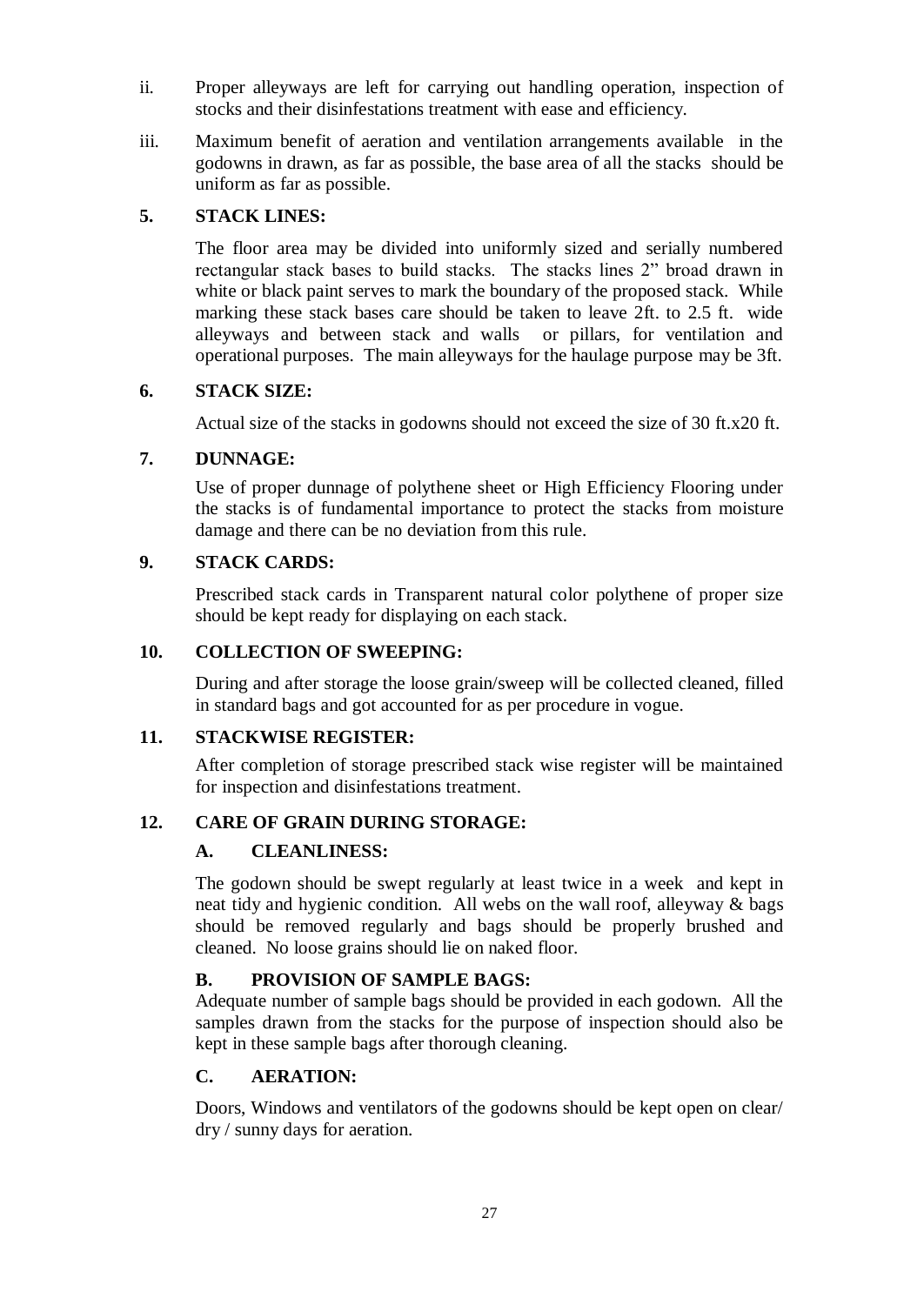ii. Proper alleyways are left for carrying out handling operation, inspection of stocks and their disinfestations treatment with ease and efficiency.

iii. Maximum benefit of aeration and ventilation arrangements available in the godowns in drawn, as far as possible, the base area of all the stacks should be uniform as far as possible.

**5. STACK LINES:**

The floor area may be divided into uniformly sized and serially numbered rectangular stack bases to build stacks. The stacks lines 2" broad drawn in white or black paint serves to mark the boundary of the proposed stack. While marking these stack bases care should be taken to leave 2ft. to 2.5 ft. wide alleyways and between stack and walls or pillars, for ventilation and operational purposes. The main alleyways for the haulage purpose may be 3ft.

**6. STACK SIZE:**

Actual size of the stacks in godowns should not exceed the size of 30 ft.x20 ft.

**7. DUNNAGE:**

Use of proper dunnage of polythene sheet or High Efficiency Flooring under the stacks is of fundamental importance to protect the stacks from moisture damage and there can be no deviation from this rule.

**9. STACK CARDS:**

Prescribed stack cards in Transparent natural color polythene of proper size should be kept ready for displaying on each stack.

**10. COLLECTION OF SWEEPING:**

During and after storage the loose grain/sweep will be collected cleaned, filled in standard bags and got accounted for as per procedure in vogue.

**11. STACKWISE REGISTER:**

After completion of storage prescribed stack wise register will be maintained for inspection and disinfestations treatment.

**12. CARE OF GRAIN DURING STORAGE:**

**A. CLEANLINESS:**

The godown should be swept regularly at least twice in a week and kept in neat tidy and hygienic condition. All webs on the wall roof, alleyway & bags should be removed regularly and bags should be properly brushed and cleaned. No loose grains should lie on naked floor.

**B. PROVISION OF SAMPLE BAGS:**

Adequate number of sample bags should be provided in each godown. All the samples drawn from the stacks for the purpose of inspection should also be kept in these sample bags after thorough cleaning.

**C. AERATION:**

Doors, Windows and ventilators of the godowns should be kept open on clear/ dry / sunny days for aeration.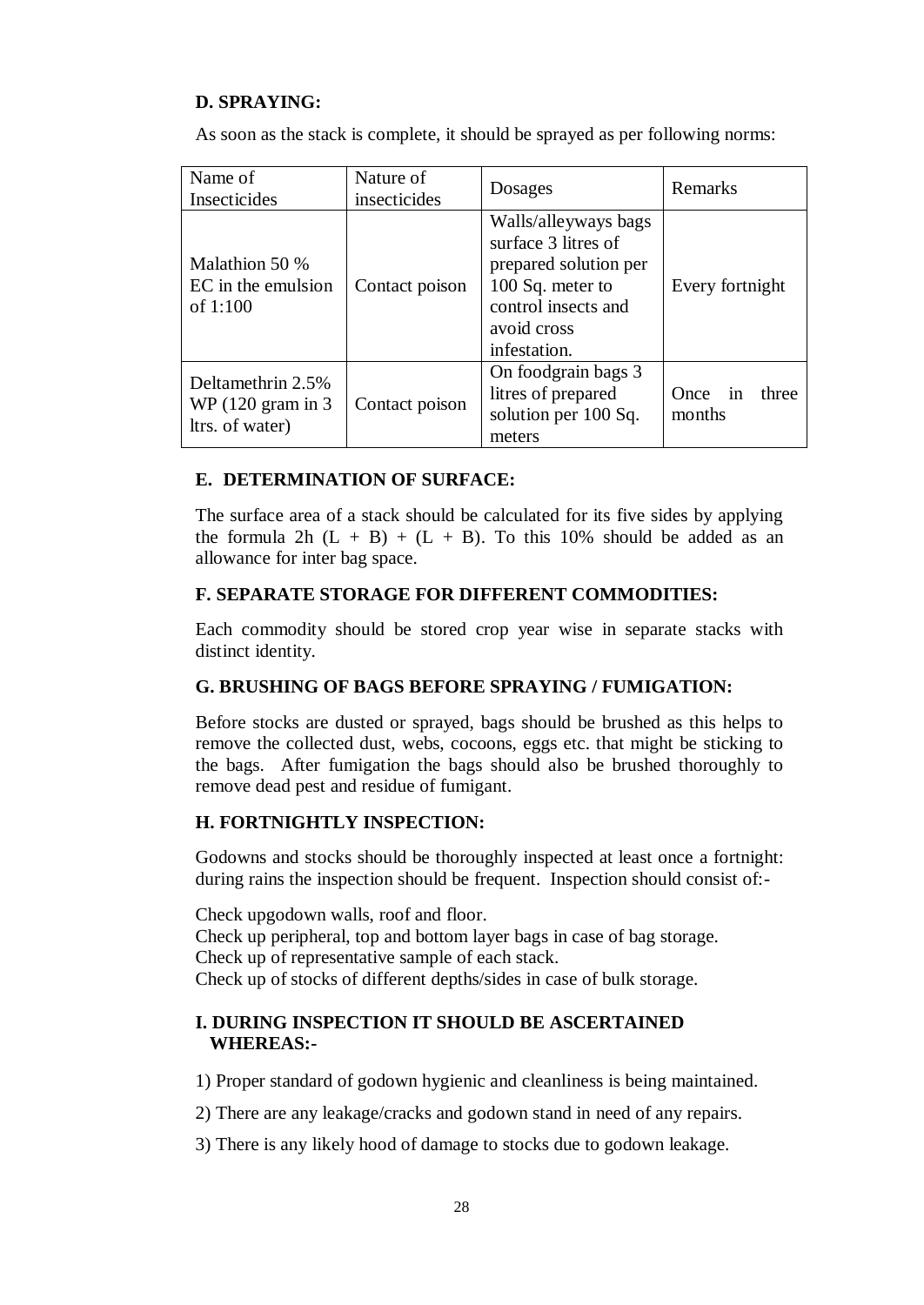### D. SPRAYING:

As soon as the stack is complete, it should be sprayed as per following norms:

| Name of Insecticides | Nature of insecticides | Dosages | Remarks |
|---|---|---|---|
| Malathion 50 % EC in the emulsion of 1:100 | Contact poison | Walls/alleyways bags surface 3 litres of prepared solution per 100 Sq. meter to control insects and avoid cross infestation. | Every fortnight |
| Deltamethrin 2.5% WP (120 gram in 3 ltrs. of water) | Contact poison | On foodgrain bags 3 litres of prepared solution per 100 Sq. meters | Once in three months |

### E. DETERMINATION OF SURFACE:

The surface area of a stack should be calculated for its five sides by applying the formula $2h\ (L + B) + (L + B)$. To this 10% should be added as an allowance for inter bag space.

### F. SEPARATE STORAGE FOR DIFFERENT COMMODITIES:

Each commodity should be stored crop year wise in separate stacks with distinct identity.

### G. BRUSHING OF BAGS BEFORE SPRAYING / FUMIGATION:

Before stocks are dusted or sprayed, bags should be brushed as this helps to remove the collected dust, webs, cocoons, eggs etc. that might be sticking to the bags. After fumigation the bags should also be brushed thoroughly to remove dead pest and residue of fumigant.

### H. FORTNIGHTLY INSPECTION:

Godowns and stocks should be thoroughly inspected at least once a fortnight: during rains the inspection should be frequent. Inspection should consist of:-

Check upgodown walls, roof and floor.
Check up peripheral, top and bottom layer bags in case of bag storage.
Check up of representative sample of each stack.
Check up of stocks of different depths/sides in case of bulk storage.

### I. DURING INSPECTION IT SHOULD BE ASCERTAINED WHEREAS:-

1) Proper standard of godown hygienic and cleanliness is being maintained.

2) There are any leakage/cracks and godown stand in need of any repairs.

3) There is any likely hood of damage to stocks due to godown leakage.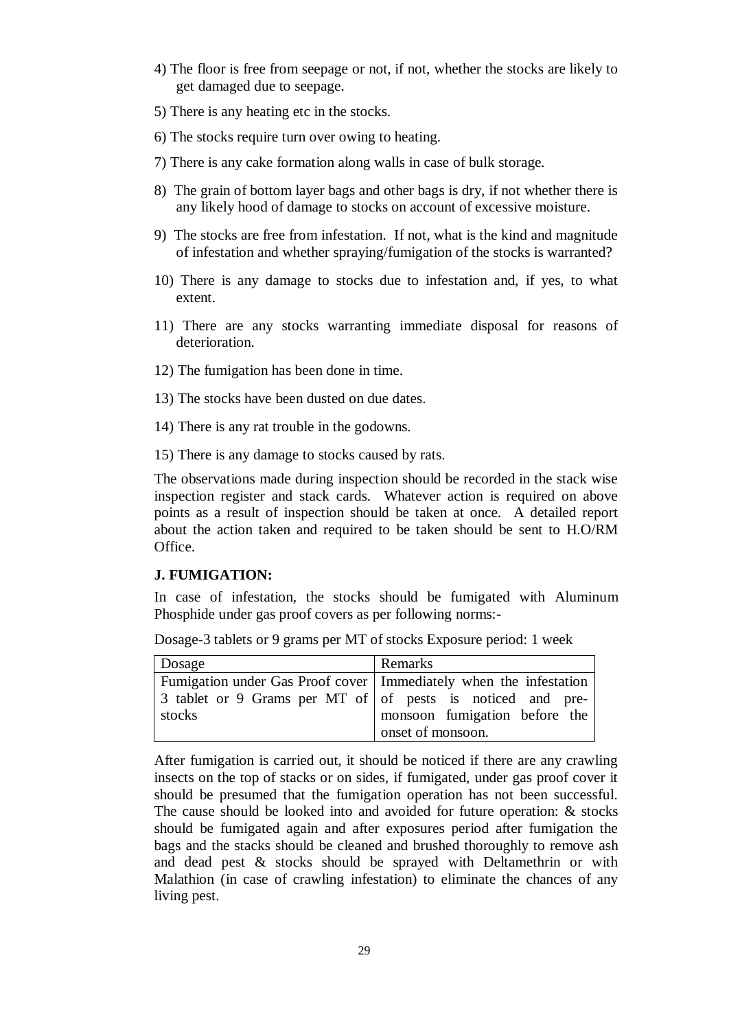4) The floor is free from seepage or not, if not, whether the stocks are likely to get damaged due to seepage.

5) There is any heating etc in the stocks.

6) The stocks require turn over owing to heating.

7) There is any cake formation along walls in case of bulk storage.

8) The grain of bottom layer bags and other bags is dry, if not whether there is any likely hood of damage to stocks on account of excessive moisture.

9) The stocks are free from infestation. If not, what is the kind and magnitude of infestation and whether spraying/fumigation of the stocks is warranted?

10) There is any damage to stocks due to infestation and, if yes, to what extent.

11) There are any stocks warranting immediate disposal for reasons of deterioration.

12) The fumigation has been done in time.

13) The stocks have been dusted on due dates.

14) There is any rat trouble in the godowns.

15) There is any damage to stocks caused by rats.

The observations made during inspection should be recorded in the stack wise inspection register and stack cards. Whatever action is required on above points as a result of inspection should be taken at once. A detailed report about the action taken and required to be taken should be sent to H.O/RM Office.

**J. FUMIGATION:**

In case of infestation, the stocks should be fumigated with Aluminum Phosphide under gas proof covers as per following norms:-

Dosage-3 tablets or 9 grams per MT of stocks Exposure period: 1 week

| Dosage | Remarks |
|---|---|
| Fumigation under Gas Proof cover 3 tablet or 9 Grams per MT of stocks | Immediately when the infestation of pests is noticed and pre-monsoon fumigation before the onset of monsoon. |

After fumigation is carried out, it should be noticed if there are any crawling insects on the top of stacks or on sides, if fumigated, under gas proof cover it should be presumed that the fumigation operation has not been successful. The cause should be looked into and avoided for future operation: & stocks should be fumigated again and after exposures period after fumigation the bags and the stacks should be cleaned and brushed thoroughly to remove ash and dead pest & stocks should be sprayed with Deltamethrin or with Malathion (in case of crawling infestation) to eliminate the chances of any living pest.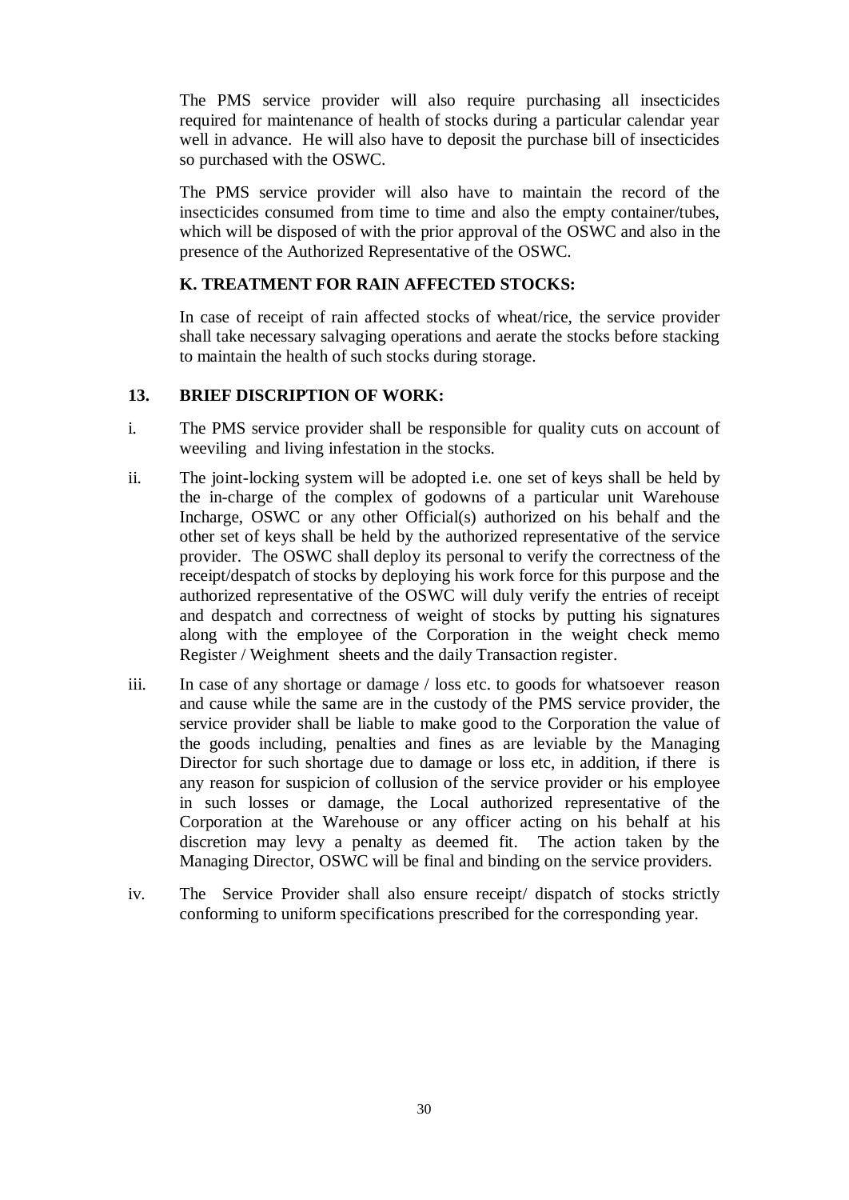The PMS service provider will also require purchasing all insecticides required for maintenance of health of stocks during a particular calendar year well in advance. He will also have to deposit the purchase bill of insecticides so purchased with the OSWC.

The PMS service provider will also have to maintain the record of the insecticides consumed from time to time and also the empty container/tubes, which will be disposed of with the prior approval of the OSWC and also in the presence of the Authorized Representative of the OSWC.

### K. TREATMENT FOR RAIN AFFECTED STOCKS:

In case of receipt of rain affected stocks of wheat/rice, the service provider shall take necessary salvaging operations and aerate the stocks before stacking to maintain the health of such stocks during storage.

## 13. BRIEF DISCRIPTION OF WORK:

i. The PMS service provider shall be responsible for quality cuts on account of weeviling and living infestation in the stocks.

ii. The joint-locking system will be adopted i.e. one set of keys shall be held by the in-charge of the complex of godowns of a particular unit Warehouse Incharge, OSWC or any other Official(s) authorized on his behalf and the other set of keys shall be held by the authorized representative of the service provider. The OSWC shall deploy its personal to verify the correctness of the receipt/despatch of stocks by deploying his work force for this purpose and the authorized representative of the OSWC will duly verify the entries of receipt and despatch and correctness of weight of stocks by putting his signatures along with the employee of the Corporation in the weight check memo Register / Weighment sheets and the daily Transaction register.

iii. In case of any shortage or damage / loss etc. to goods for whatsoever reason and cause while the same are in the custody of the PMS service provider, the service provider shall be liable to make good to the Corporation the value of the goods including, penalties and fines as are leviable by the Managing Director for such shortage due to damage or loss etc, in addition, if there is any reason for suspicion of collusion of the service provider or his employee in such losses or damage, the Local authorized representative of the Corporation at the Warehouse or any officer acting on his behalf at his discretion may levy a penalty as deemed fit. The action taken by the Managing Director, OSWC will be final and binding on the service providers.

iv. The Service Provider shall also ensure receipt/ dispatch of stocks strictly conforming to uniform specifications prescribed for the corresponding year.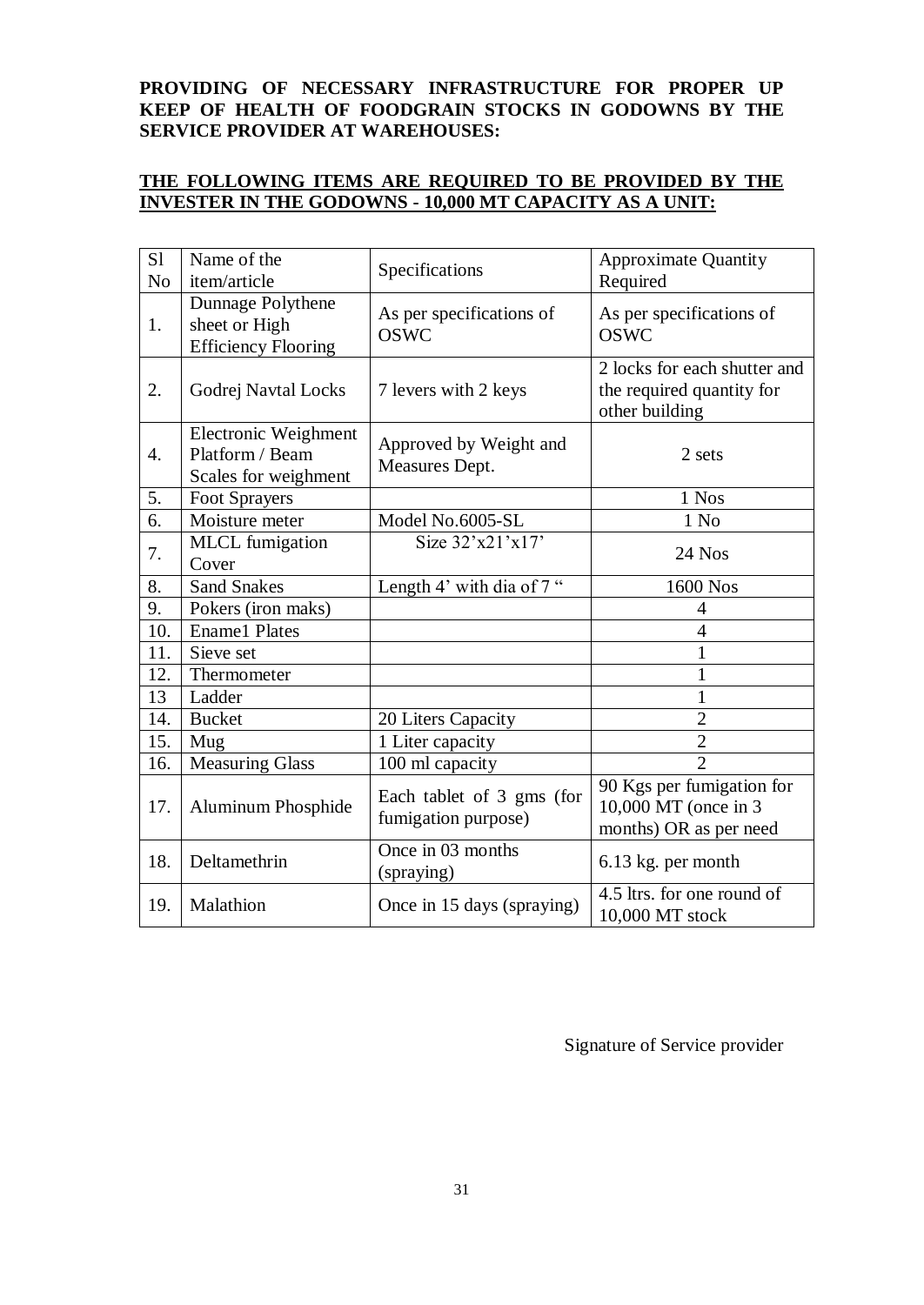**PROVIDING OF NECESSARY INFRASTRUCTURE FOR PROPER UP KEEP OF HEALTH OF FOODGRAIN STOCKS IN GODOWNS BY THE SERVICE PROVIDER AT WAREHOUSES:**

**THE FOLLOWING ITEMS ARE REQUIRED TO BE PROVIDED BY THE INVESTER IN THE GODOWNS - 10,000 MT CAPACITY AS A UNIT:**

| Sl No | Name of the item/article | Specifications | Approximate Quantity Required |
|---|---|---|---|
| 1. | Dunnage Polythene sheet or High Efficiency Flooring | As per specifications of OSWC | As per specifications of OSWC |
| 2. | Godrej Navtal Locks | 7 levers with 2 keys | 2 locks for each shutter and the required quantity for other building |
| 4. | Electronic Weighment Platform / Beam Scales for weighment | Approved by Weight and Measures Dept. | 2 sets |
| 5. | Foot Sprayers | | 1 Nos |
| 6. | Moisture meter | Model No.6005-SL | 1 No |
| 7. | MLCL fumigation Cover | Size 32'x21'x17' | 24 Nos |
| 8. | Sand Snakes | Length 4' with dia of 7 " | 1600 Nos |
| 9. | Pokers (iron maks) | | 4 |
| 10. | Ename1 Plates | | 4 |
| 11. | Sieve set | | 1 |
| 12. | Thermometer | | 1 |
| 13 | Ladder | | 1 |
| 14. | Bucket | 20 Liters Capacity | 2 |
| 15. | Mug | 1 Liter capacity | 2 |
| 16. | Measuring Glass | 100 ml capacity | 2 |
| 17. | Aluminum Phosphide | Each tablet of 3 gms (for fumigation purpose) | 90 Kgs per fumigation for 10,000 MT (once in 3 months) OR as per need |
| 18. | Deltamethrin | Once in 03 months (spraying) | 6.13 kg. per month |
| 19. | Malathion | Once in 15 days (spraying) | 4.5 ltrs. for one round of 10,000 MT stock |

Signature of Service provider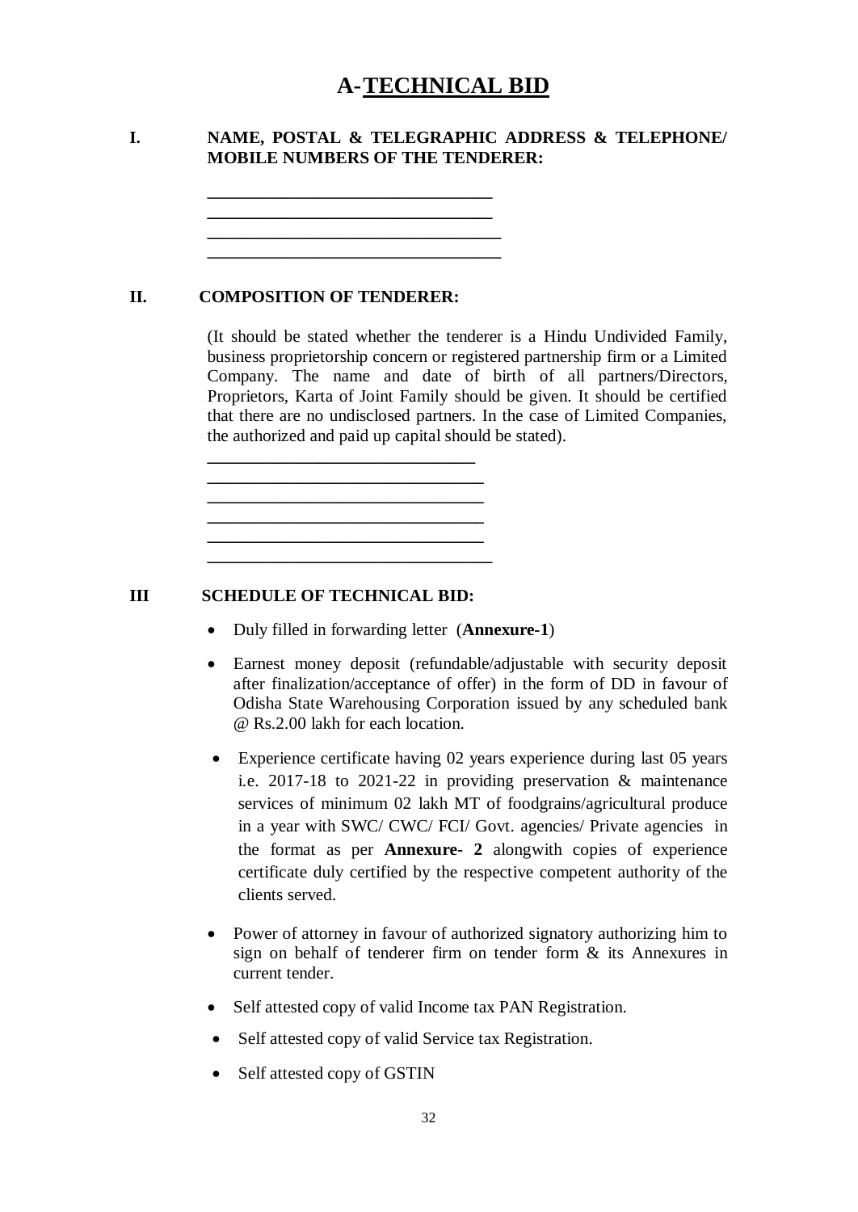# A-TECHNICAL BID

**I. NAME, POSTAL & TELEGRAPHIC ADDRESS & TELEPHONE/ MOBILE NUMBERS OF THE TENDERER:**

\_\_\_\_\_\_\_\_\_\_\_\_\_\_\_\_\_\_\_\_\_\_\_\_\_\_\_\_\_\_\_\_
\_\_\_\_\_\_\_\_\_\_\_\_\_\_\_\_\_\_\_\_\_\_\_\_\_\_\_\_\_\_\_\_
\_\_\_\_\_\_\_\_\_\_\_\_\_\_\_\_\_\_\_\_\_\_\_\_\_\_\_\_\_\_\_\_
\_\_\_\_\_\_\_\_\_\_\_\_\_\_\_\_\_\_\_\_\_\_\_\_\_\_\_\_\_\_\_\_

**II. COMPOSITION OF TENDERER:**

(It should be stated whether the tenderer is a Hindu Undivided Family, business proprietorship concern or registered partnership firm or a Limited Company. The name and date of birth of all partners/Directors, Proprietors, Karta of Joint Family should be given. It should be certified that there are no undisclosed partners. In the case of Limited Companies, the authorized and paid up capital should be stated).

\_\_\_\_\_\_\_\_\_\_\_\_\_\_\_\_\_\_\_\_\_\_\_\_\_\_\_\_\_\_\_\_
\_\_\_\_\_\_\_\_\_\_\_\_\_\_\_\_\_\_\_\_\_\_\_\_\_\_\_\_\_\_\_\_
\_\_\_\_\_\_\_\_\_\_\_\_\_\_\_\_\_\_\_\_\_\_\_\_\_\_\_\_\_\_\_\_
\_\_\_\_\_\_\_\_\_\_\_\_\_\_\_\_\_\_\_\_\_\_\_\_\_\_\_\_\_\_\_\_
\_\_\_\_\_\_\_\_\_\_\_\_\_\_\_\_\_\_\_\_\_\_\_\_\_\_\_\_\_\_\_\_
\_\_\_\_\_\_\_\_\_\_\_\_\_\_\_\_\_\_\_\_\_\_\_\_\_\_\_\_\_\_\_\_

**III SCHEDULE OF TECHNICAL BID:**

- Duly filled in forwarding letter (**Annexure-1**)
- Earnest money deposit (refundable/adjustable with security deposit after finalization/acceptance of offer) in the form of DD in favour of Odisha State Warehousing Corporation issued by any scheduled bank @ Rs.2.00 lakh for each location.
- Experience certificate having 02 years experience during last 05 years i.e. 2017-18 to 2021-22 in providing preservation & maintenance services of minimum 02 lakh MT of foodgrains/agricultural produce in a year with SWC/ CWC/ FCI/ Govt. agencies/ Private agencies in the format as per **Annexure- 2** alongwith copies of experience certificate duly certified by the respective competent authority of the clients served.
- Power of attorney in favour of authorized signatory authorizing him to sign on behalf of tenderer firm on tender form & its Annexures in current tender.
- Self attested copy of valid Income tax PAN Registration.
- Self attested copy of valid Service tax Registration.
- Self attested copy of GSTIN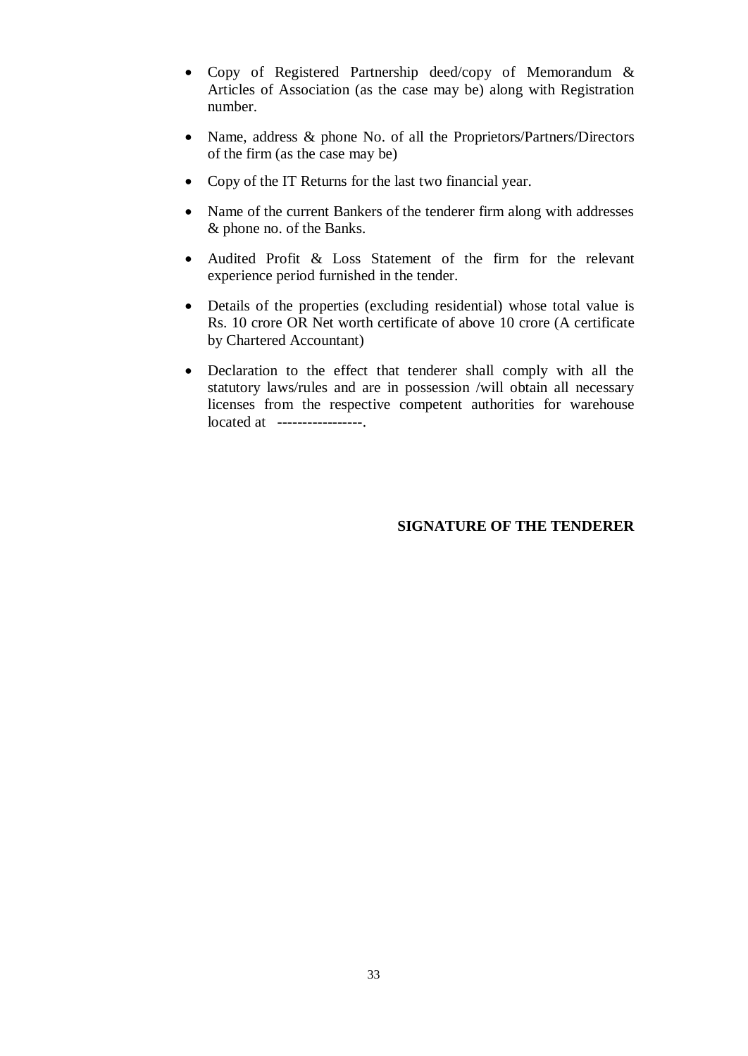- Copy of Registered Partnership deed/copy of Memorandum & Articles of Association (as the case may be) along with Registration number.

- Name, address & phone No. of all the Proprietors/Partners/Directors of the firm (as the case may be)

- Copy of the IT Returns for the last two financial year.

- Name of the current Bankers of the tenderer firm along with addresses & phone no. of the Banks.

- Audited Profit & Loss Statement of the firm for the relevant experience period furnished in the tender.

- Details of the properties (excluding residential) whose total value is Rs. 10 crore OR Net worth certificate of above 10 crore (A certificate by Chartered Accountant)

- Declaration to the effect that tenderer shall comply with all the statutory laws/rules and are in possession /will obtain all necessary licenses from the respective competent authorities for warehouse located at -----------------.

**SIGNATURE OF THE TENDERER**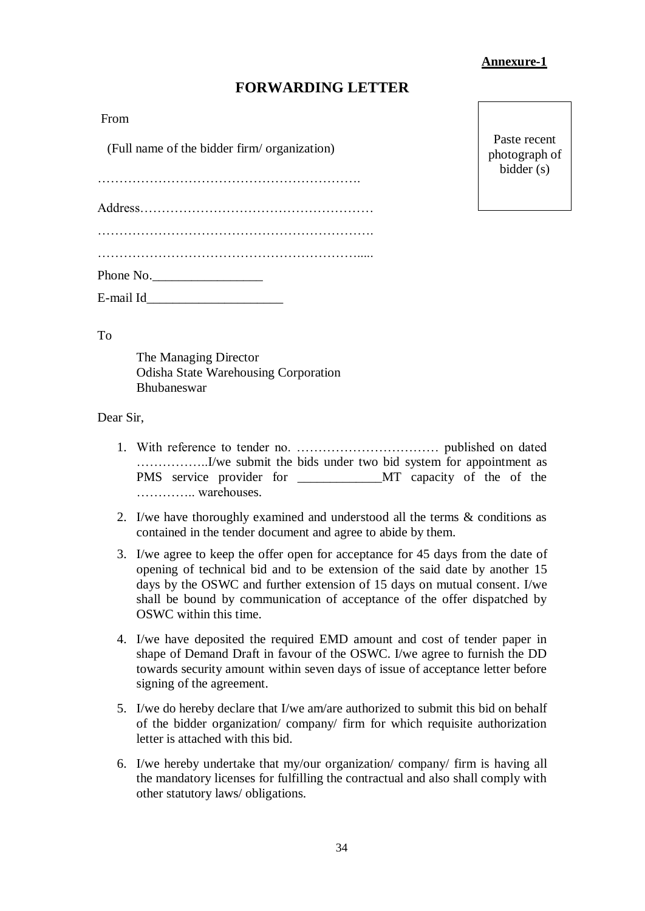**Annexure-1**

# FORWARDING LETTER

From

(Full name of the bidder firm/ organization)

…………………………………………………….

Address………………………………………………

……………………………………………………….

…………………………………………………….....

Phone No.________________

E-mail Id____________________

Paste recent photograph of bidder (s)

To

The Managing Director
Odisha State Warehousing Corporation
Bhubaneswar

Dear Sir,

1. With reference to tender no. …………………………… published on dated ……………..I/we submit the bids under two bid system for appointment as PMS service provider for ____________MT capacity of the of the ………….. warehouses.
2. I/we have thoroughly examined and understood all the terms & conditions as contained in the tender document and agree to abide by them.
3. I/we agree to keep the offer open for acceptance for 45 days from the date of opening of technical bid and to be extension of the said date by another 15 days by the OSWC and further extension of 15 days on mutual consent. I/we shall be bound by communication of acceptance of the offer dispatched by OSWC within this time.
4. I/we have deposited the required EMD amount and cost of tender paper in shape of Demand Draft in favour of the OSWC. I/we agree to furnish the DD towards security amount within seven days of issue of acceptance letter before signing of the agreement.
5. I/we do hereby declare that I/we am/are authorized to submit this bid on behalf of the bidder organization/ company/ firm for which requisite authorization letter is attached with this bid.
6. I/we hereby undertake that my/our organization/ company/ firm is having all the mandatory licenses for fulfilling the contractual and also shall comply with other statutory laws/ obligations.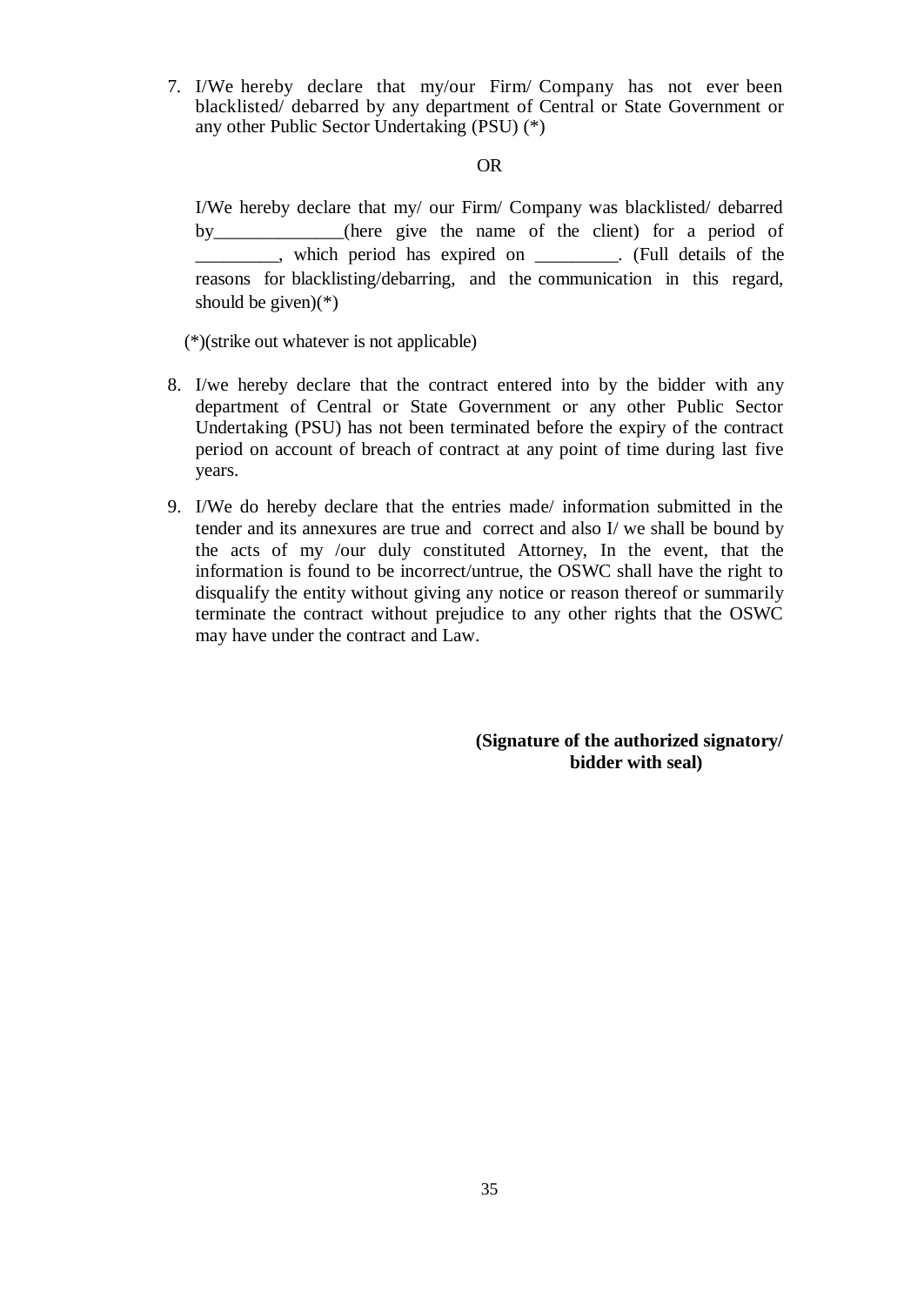7. I/We hereby declare that my/our Firm/ Company has not ever been blacklisted/ debarred by any department of Central or State Government or any other Public Sector Undertaking (PSU) (*)

   OR

   I/We hereby declare that my/ our Firm/ Company was blacklisted/ debarred by______________(here give the name of the client) for a period of _________, which period has expired on _________. (Full details of the reasons for blacklisting/debarring, and the communication in this regard, should be given)(*)

   (*)(strike out whatever is not applicable)

8. I/we hereby declare that the contract entered into by the bidder with any department of Central or State Government or any other Public Sector Undertaking (PSU) has not been terminated before the expiry of the contract period on account of breach of contract at any point of time during last five years.

9. I/We do hereby declare that the entries made/ information submitted in the tender and its annexures are true and correct and also I/ we shall be bound by the acts of my /our duly constituted Attorney, In the event, that the information is found to be incorrect/untrue, the OSWC shall have the right to disqualify the entity without giving any notice or reason thereof or summarily terminate the contract without prejudice to any other rights that the OSWC may have under the contract and Law.

**(Signature of the authorized signatory/ bidder with seal)**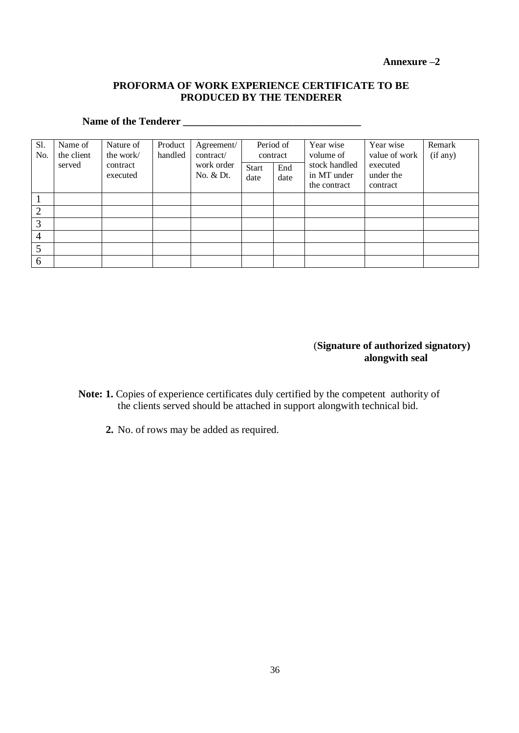**Annexure –2**

## PROFORMA OF WORK EXPERIENCE CERTIFICATE TO BE PRODUCED BY THE TENDERER

**Name of the Tenderer \_\_\_\_\_\_\_\_\_\_\_\_\_\_\_\_\_\_\_\_\_\_\_\_\_\_\_\_\_\_\_\_\_\_**

| Sl. No. | Name of the client served | Nature of the work/ contract executed | Product handled | Agreement/ contract/ work order No. & Dt. | Period of contract | | Year wise volume of stock handled in MT under the contract | Year wise value of work executed under the contract | Remark (if any) |
|---|---|---|---|---|---|---|---|---|---|
| | | | | | Start date | End date | | | |
| 1 | | | | | | | | | |
| 2 | | | | | | | | | |
| 3 | | | | | | | | | |
| 4 | | | | | | | | | |
| 5 | | | | | | | | | |
| 6 | | | | | | | | | |

(**Signature of authorized signatory) alongwith seal**

**Note: 1.** Copies of experience certificates duly certified by the competent authority of the clients served should be attached in support alongwith technical bid.

**2.** No. of rows may be added as required.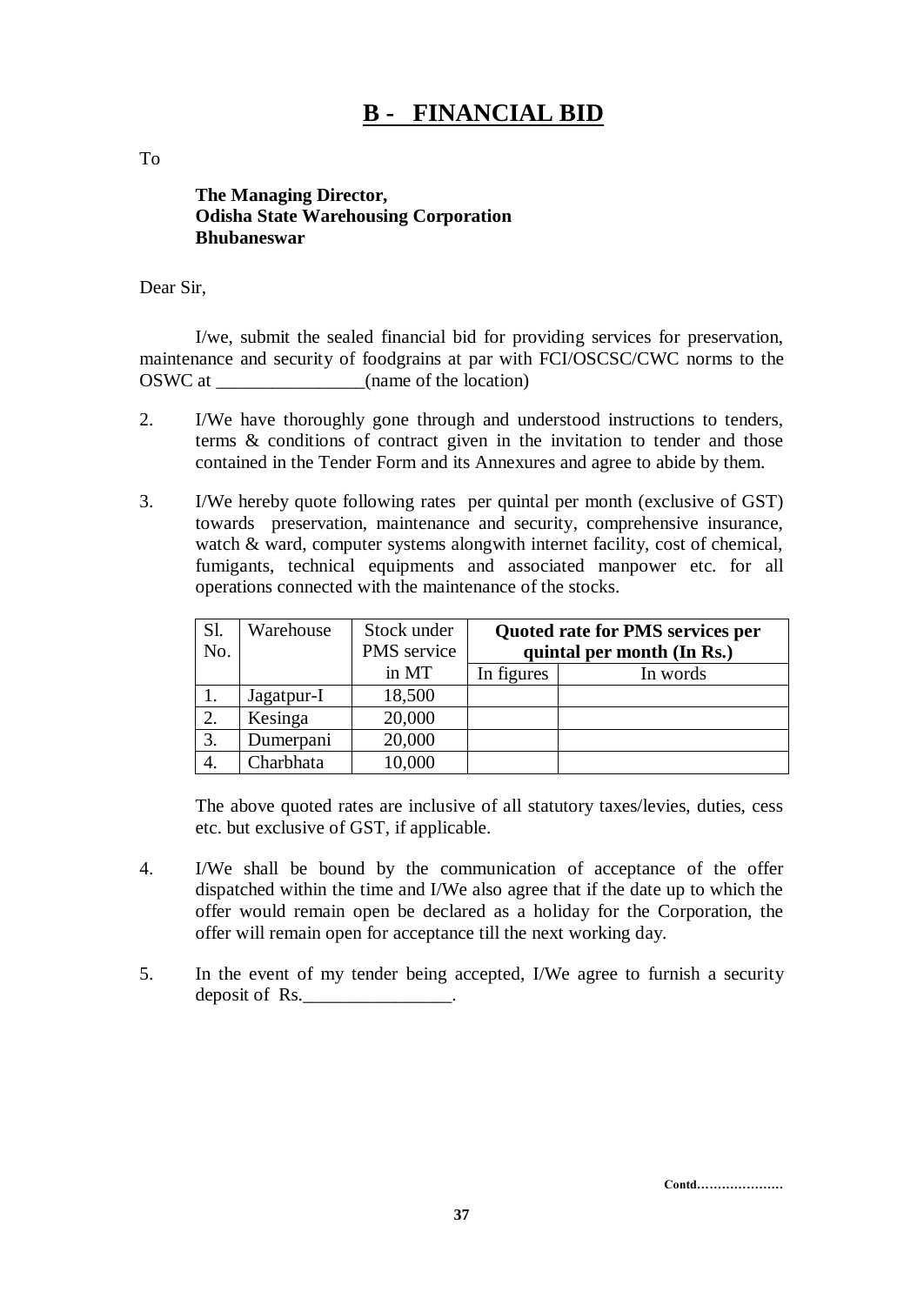# B - FINANCIAL BID

To

**The Managing Director,**
**Odisha State Warehousing Corporation**
**Bhubaneswar**

Dear Sir,

I/we, submit the sealed financial bid for providing services for preservation, maintenance and security of foodgrains at par with FCI/OSCSC/CWC norms to the OSWC at ________________(name of the location)

2. I/We have thoroughly gone through and understood instructions to tenders, terms & conditions of contract given in the invitation to tender and those contained in the Tender Form and its Annexures and agree to abide by them.

3. I/We hereby quote following rates per quintal per month (exclusive of GST) towards preservation, maintenance and security, comprehensive insurance, watch & ward, computer systems alongwith internet facility, cost of chemical, fumigants, technical equipments and associated manpower etc. for all operations connected with the maintenance of the stocks.

| Sl. No. | Warehouse | Stock under PMS service in MT | **Quoted rate for PMS services per quintal per month (In Rs.)** | |
|---|---|---|---|---|
| | | | In figures | In words |
| 1. | Jagatpur-I | 18,500 | | |
| 2. | Kesinga | 20,000 | | |
| 3. | Dumerpani | 20,000 | | |
| 4. | Charbhata | 10,000 | | |

The above quoted rates are inclusive of all statutory taxes/levies, duties, cess etc. but exclusive of GST, if applicable.

4. I/We shall be bound by the communication of acceptance of the offer dispatched within the time and I/We also agree that if the date up to which the offer would remain open be declared as a holiday for the Corporation, the offer will remain open for acceptance till the next working day.

5. In the event of my tender being accepted, I/We agree to furnish a security deposit of Rs.________________.

**Contd…………………**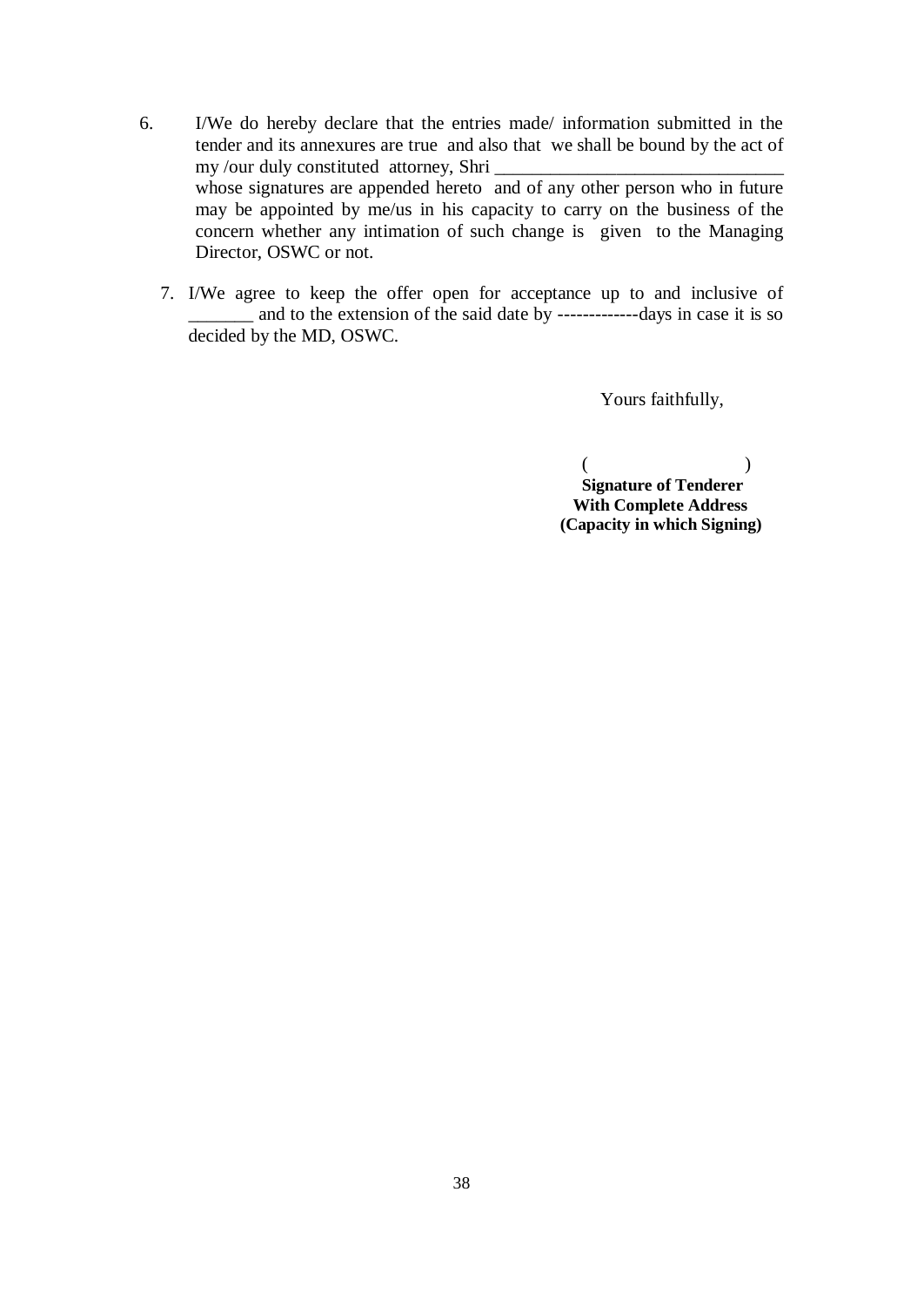6. I/We do hereby declare that the entries made/ information submitted in the tender and its annexures are true and also that we shall be bound by the act of my /our duly constituted attorney, Shri _______________________________ whose signatures are appended hereto and of any other person who in future may be appointed by me/us in his capacity to carry on the business of the concern whether any intimation of such change is given to the Managing Director, OSWC or not.

7. I/We agree to keep the offer open for acceptance up to and inclusive of _______ and to the extension of the said date by -------------days in case it is so decided by the MD, OSWC.

Yours faithfully,

( )

**Signature of Tenderer**
**With Complete Address**
**(Capacity in which Signing)**